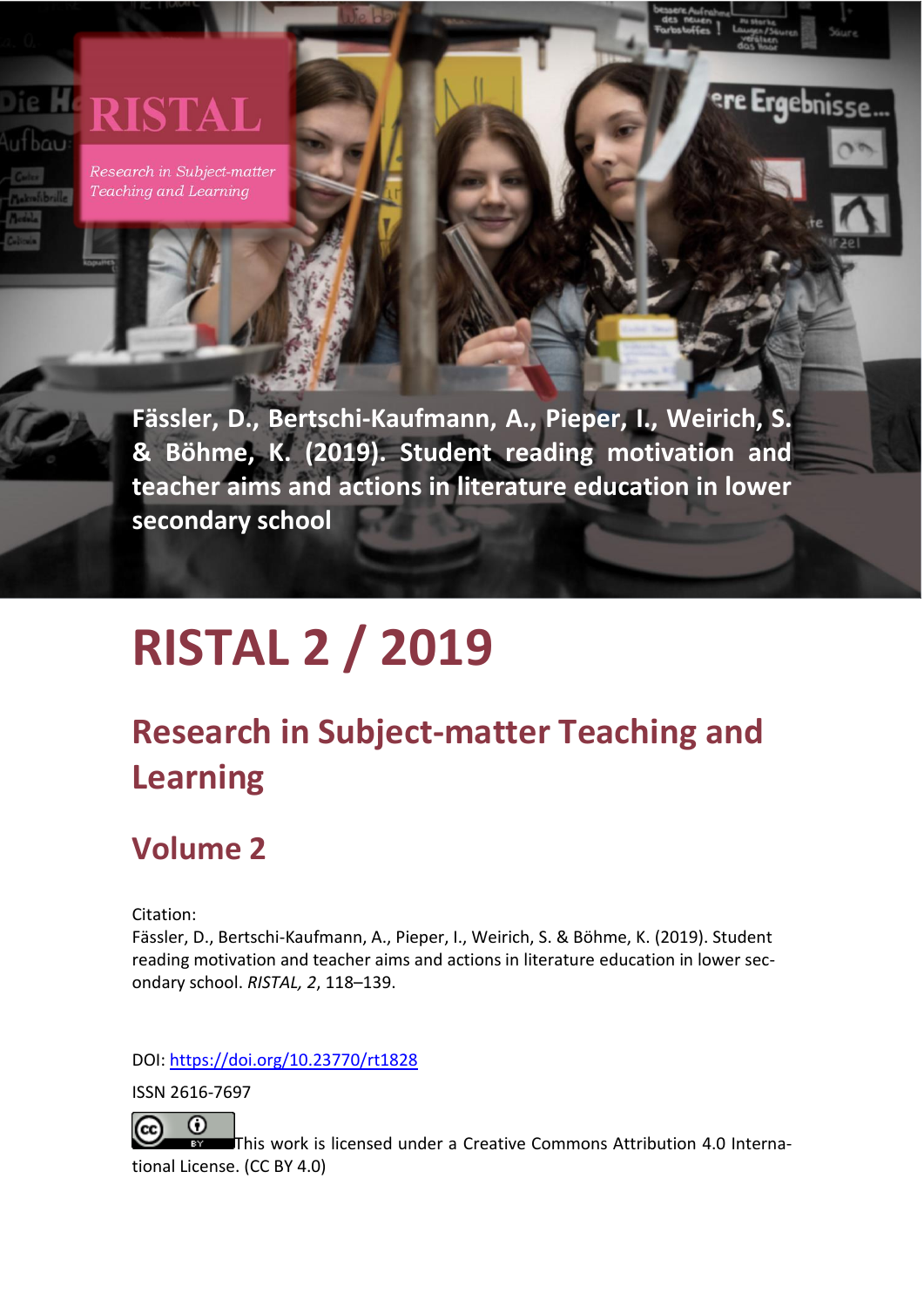RISTAL

*Research in Subject-matter Teaching and Learning*

**Fässler, D., Bertschi-Kaufmann, A., Pieper, I., Weirich, S. & Böhme, K. (2019). Student reading motivation and teacher aims and actions in literature education in lower secondary school**

# RISTAL 2 / 2019

## Research in Subject-matter Teaching and Learning

## Volume 2

Citation:
Fässler, D., Bertschi-Kaufmann, A., Pieper, I., Weirich, S. & Böhme, K. (2019). Student reading motivation and teacher aims and actions in literature education in lower secondary school. *RISTAL, 2*, 118–139.

DOI: https://doi.org/10.23770/rt1828

ISSN 2616-7697

This work is licensed under a Creative Commons Attribution 4.0 International License. (CC BY 4.0)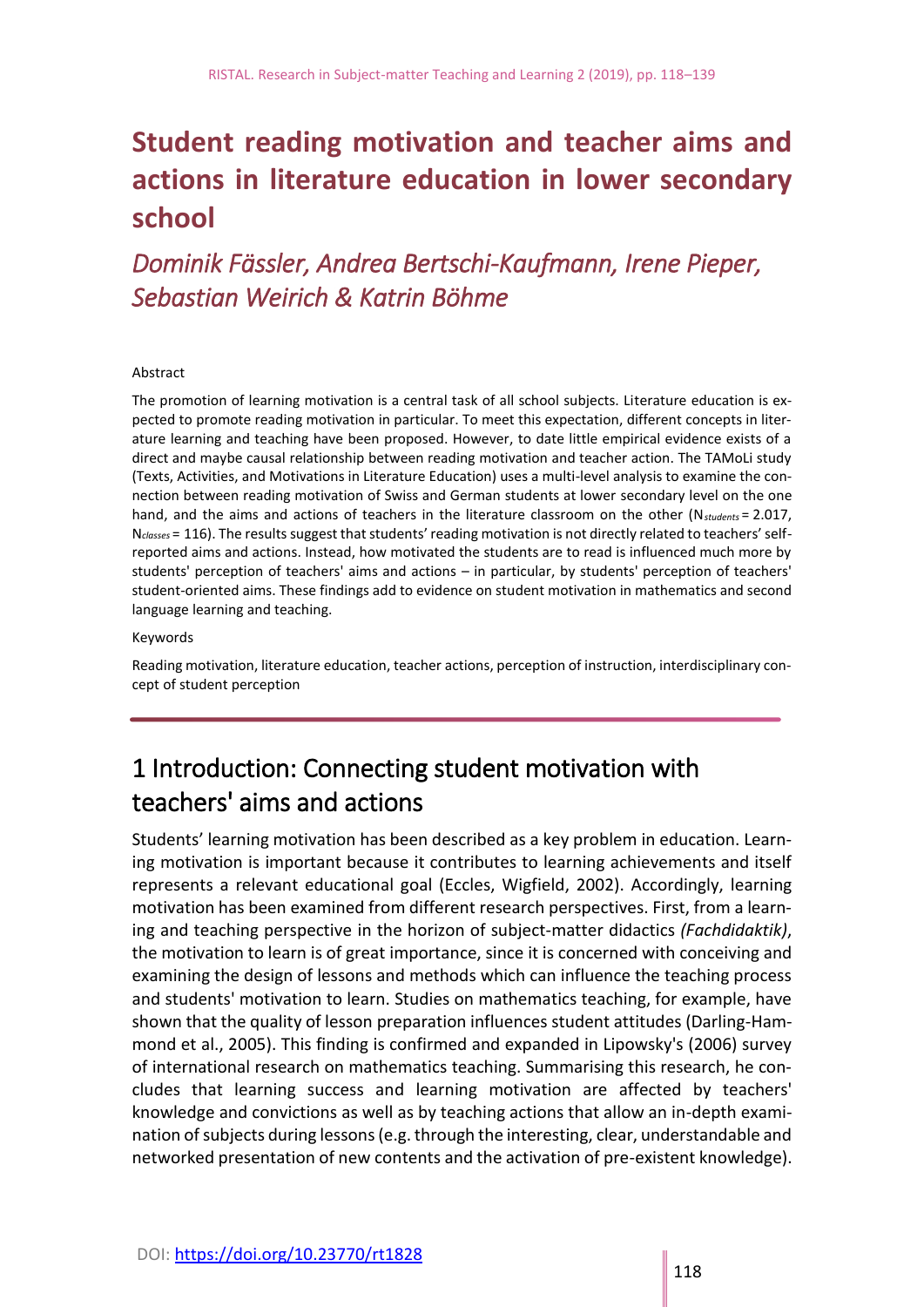# Student reading motivation and teacher aims and actions in literature education in lower secondary school

*Dominik Fässler, Andrea Bertschi-Kaufmann, Irene Pieper, Sebastian Weirich & Katrin Böhme*

Abstract

The promotion of learning motivation is a central task of all school subjects. Literature education is expected to promote reading motivation in particular. To meet this expectation, different concepts in literature learning and teaching have been proposed. However, to date little empirical evidence exists of a direct and maybe causal relationship between reading motivation and teacher action. The TAMoLi study (Texts, Activities, and Motivations in Literature Education) uses a multi-level analysis to examine the connection between reading motivation of Swiss and German students at lower secondary level on the one hand, and the aims and actions of teachers in the literature classroom on the other ($N_{students}$ = 2.017, $N_{classes}$ = 116). The results suggest that students' reading motivation is not directly related to teachers' self-reported aims and actions. Instead, how motivated the students are to read is influenced much more by students' perception of teachers' aims and actions – in particular, by students' perception of teachers' student-oriented aims. These findings add to evidence on student motivation in mathematics and second language learning and teaching.

Keywords

Reading motivation, literature education, teacher actions, perception of instruction, interdisciplinary concept of student perception

## 1 Introduction: Connecting student motivation with teachers' aims and actions

Students' learning motivation has been described as a key problem in education. Learning motivation is important because it contributes to learning achievements and itself represents a relevant educational goal (Eccles, Wigfield, 2002). Accordingly, learning motivation has been examined from different research perspectives. First, from a learning and teaching perspective in the horizon of subject-matter didactics *(Fachdidaktik)*, the motivation to learn is of great importance, since it is concerned with conceiving and examining the design of lessons and methods which can influence the teaching process and students' motivation to learn. Studies on mathematics teaching, for example, have shown that the quality of lesson preparation influences student attitudes (Darling-Hammond et al., 2005). This finding is confirmed and expanded in Lipowsky's (2006) survey of international research on mathematics teaching. Summarising this research, he concludes that learning success and learning motivation are affected by teachers' knowledge and convictions as well as by teaching actions that allow an in-depth examination of subjects during lessons (e.g. through the interesting, clear, understandable and networked presentation of new contents and the activation of pre-existent knowledge).

DOI: https://doi.org/10.23770/rt1828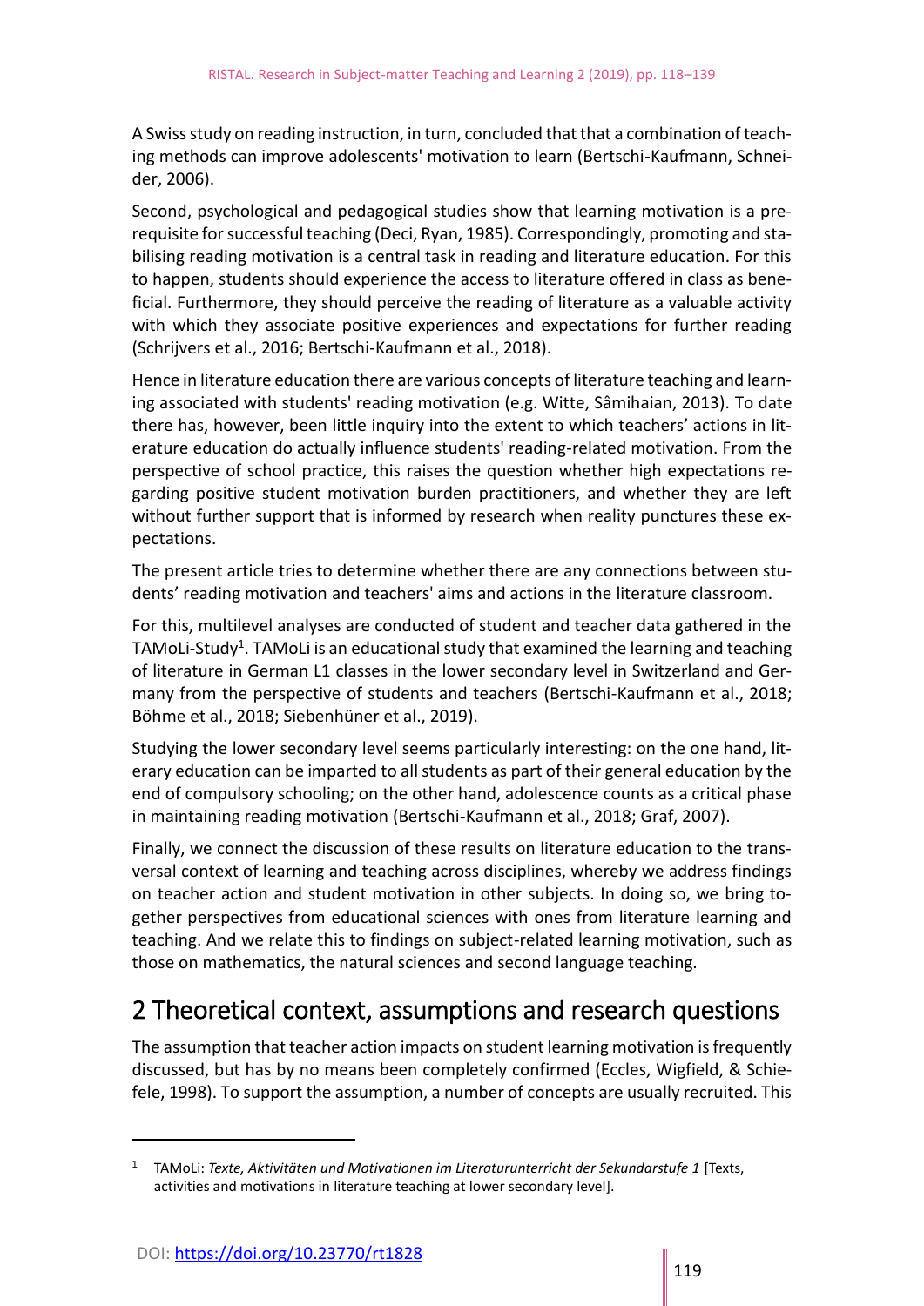A Swiss study on reading instruction, in turn, concluded that that a combination of teaching methods can improve adolescents' motivation to learn (Bertschi-Kaufmann, Schneider, 2006).

Second, psychological and pedagogical studies show that learning motivation is a prerequisite for successful teaching (Deci, Ryan, 1985). Correspondingly, promoting and stabilising reading motivation is a central task in reading and literature education. For this to happen, students should experience the access to literature offered in class as beneficial. Furthermore, they should perceive the reading of literature as a valuable activity with which they associate positive experiences and expectations for further reading (Schrijvers et al., 2016; Bertschi-Kaufmann et al., 2018).

Hence in literature education there are various concepts of literature teaching and learning associated with students' reading motivation (e.g. Witte, Sâmihaian, 2013). To date there has, however, been little inquiry into the extent to which teachers' actions in literature education do actually influence students' reading-related motivation. From the perspective of school practice, this raises the question whether high expectations regarding positive student motivation burden practitioners, and whether they are left without further support that is informed by research when reality punctures these expectations.

The present article tries to determine whether there are any connections between students' reading motivation and teachers' aims and actions in the literature classroom.

For this, multilevel analyses are conducted of student and teacher data gathered in the TAMoLi-Study[1]. TAMoLi is an educational study that examined the learning and teaching of literature in German L1 classes in the lower secondary level in Switzerland and Germany from the perspective of students and teachers (Bertschi-Kaufmann et al., 2018; Böhme et al., 2018; Siebenhüner et al., 2019).

Studying the lower secondary level seems particularly interesting: on the one hand, literary education can be imparted to all students as part of their general education by the end of compulsory schooling; on the other hand, adolescence counts as a critical phase in maintaining reading motivation (Bertschi-Kaufmann et al., 2018; Graf, 2007).

Finally, we connect the discussion of these results on literature education to the transversal context of learning and teaching across disciplines, whereby we address findings on teacher action and student motivation in other subjects. In doing so, we bring together perspectives from educational sciences with ones from literature learning and teaching. And we relate this to findings on subject-related learning motivation, such as those on mathematics, the natural sciences and second language teaching.

## 2 Theoretical context, assumptions and research questions

The assumption that teacher action impacts on student learning motivation is frequently discussed, but has by no means been completely confirmed (Eccles, Wigfield, & Schiefele, 1998). To support the assumption, a number of concepts are usually recruited. This

[1] TAMoLi: *Texte, Aktivitäten und Motivationen im Literaturunterricht der Sekundarstufe 1* [Texts, activities and motivations in literature teaching at lower secondary level].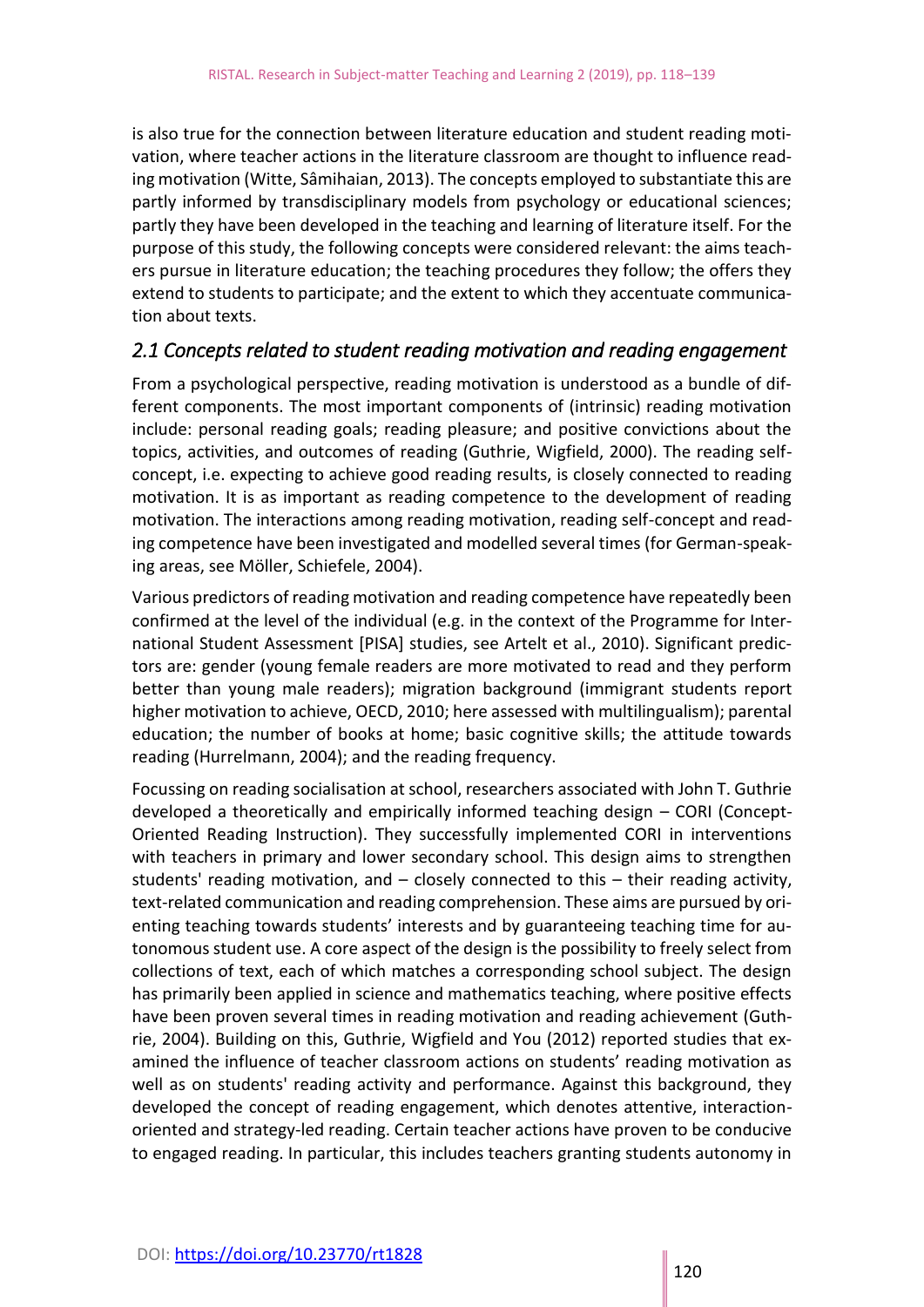is also true for the connection between literature education and student reading motivation, where teacher actions in the literature classroom are thought to influence reading motivation (Witte, Sâmihaian, 2013). The concepts employed to substantiate this are partly informed by transdisciplinary models from psychology or educational sciences; partly they have been developed in the teaching and learning of literature itself. For the purpose of this study, the following concepts were considered relevant: the aims teachers pursue in literature education; the teaching procedures they follow; the offers they extend to students to participate; and the extent to which they accentuate communication about texts.

## *2.1 Concepts related to student reading motivation and reading engagement*

From a psychological perspective, reading motivation is understood as a bundle of different components. The most important components of (intrinsic) reading motivation include: personal reading goals; reading pleasure; and positive convictions about the topics, activities, and outcomes of reading (Guthrie, Wigfield, 2000). The reading self-concept, i.e. expecting to achieve good reading results, is closely connected to reading motivation. It is as important as reading competence to the development of reading motivation. The interactions among reading motivation, reading self-concept and reading competence have been investigated and modelled several times (for German-speaking areas, see Möller, Schiefele, 2004).

Various predictors of reading motivation and reading competence have repeatedly been confirmed at the level of the individual (e.g. in the context of the Programme for International Student Assessment [PISA] studies, see Artelt et al., 2010). Significant predictors are: gender (young female readers are more motivated to read and they perform better than young male readers); migration background (immigrant students report higher motivation to achieve, OECD, 2010; here assessed with multilingualism); parental education; the number of books at home; basic cognitive skills; the attitude towards reading (Hurrelmann, 2004); and the reading frequency.

Focussing on reading socialisation at school, researchers associated with John T. Guthrie developed a theoretically and empirically informed teaching design – CORI (Concept-Oriented Reading Instruction). They successfully implemented CORI in interventions with teachers in primary and lower secondary school. This design aims to strengthen students' reading motivation, and – closely connected to this – their reading activity, text-related communication and reading comprehension. These aims are pursued by orienting teaching towards students' interests and by guaranteeing teaching time for autonomous student use. A core aspect of the design is the possibility to freely select from collections of text, each of which matches a corresponding school subject. The design has primarily been applied in science and mathematics teaching, where positive effects have been proven several times in reading motivation and reading achievement (Guthrie, 2004). Building on this, Guthrie, Wigfield and You (2012) reported studies that examined the influence of teacher classroom actions on students' reading motivation as well as on students' reading activity and performance. Against this background, they developed the concept of reading engagement, which denotes attentive, interaction-oriented and strategy-led reading. Certain teacher actions have proven to be conducive to engaged reading. In particular, this includes teachers granting students autonomy in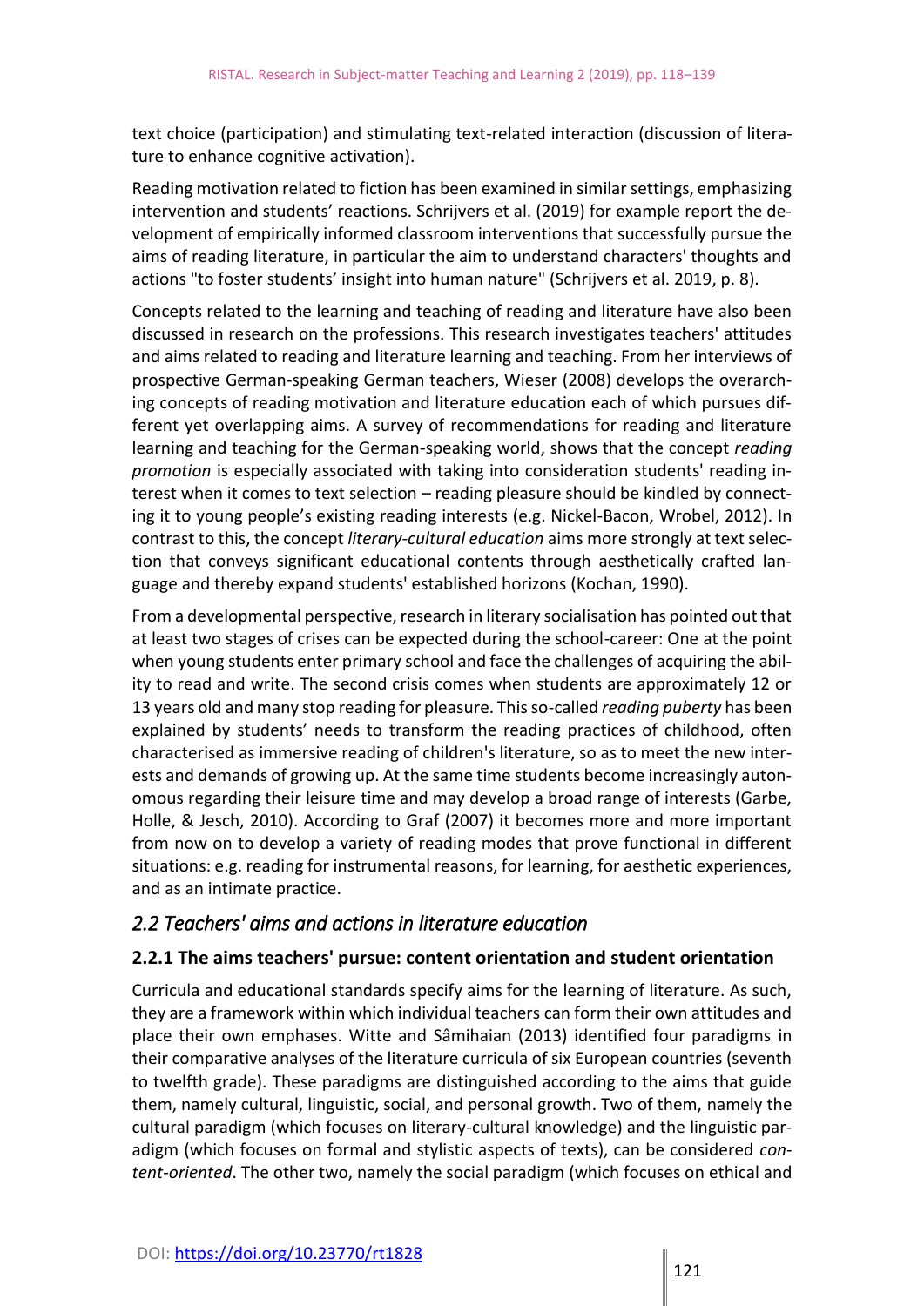text choice (participation) and stimulating text-related interaction (discussion of literature to enhance cognitive activation).

Reading motivation related to fiction has been examined in similar settings, emphasizing intervention and students' reactions. Schrijvers et al. (2019) for example report the development of empirically informed classroom interventions that successfully pursue the aims of reading literature, in particular the aim to understand characters' thoughts and actions "to foster students' insight into human nature" (Schrijvers et al. 2019, p. 8).

Concepts related to the learning and teaching of reading and literature have also been discussed in research on the professions. This research investigates teachers' attitudes and aims related to reading and literature learning and teaching. From her interviews of prospective German-speaking German teachers, Wieser (2008) develops the overarching concepts of reading motivation and literature education each of which pursues different yet overlapping aims. A survey of recommendations for reading and literature learning and teaching for the German-speaking world, shows that the concept *reading promotion* is especially associated with taking into consideration students' reading interest when it comes to text selection – reading pleasure should be kindled by connecting it to young people's existing reading interests (e.g. Nickel-Bacon, Wrobel, 2012). In contrast to this, the concept *literary-cultural education* aims more strongly at text selection that conveys significant educational contents through aesthetically crafted language and thereby expand students' established horizons (Kochan, 1990).

From a developmental perspective, research in literary socialisation has pointed out that at least two stages of crises can be expected during the school-career: One at the point when young students enter primary school and face the challenges of acquiring the ability to read and write. The second crisis comes when students are approximately 12 or 13 years old and many stop reading for pleasure. This so-called *reading puberty* has been explained by students' needs to transform the reading practices of childhood, often characterised as immersive reading of children's literature, so as to meet the new interests and demands of growing up. At the same time students become increasingly autonomous regarding their leisure time and may develop a broad range of interests (Garbe, Holle, & Jesch, 2010). According to Graf (2007) it becomes more and more important from now on to develop a variety of reading modes that prove functional in different situations: e.g. reading for instrumental reasons, for learning, for aesthetic experiences, and as an intimate practice.

## *2.2 Teachers' aims and actions in literature education*

### 2.2.1 The aims teachers' pursue: content orientation and student orientation

Curricula and educational standards specify aims for the learning of literature. As such, they are a framework within which individual teachers can form their own attitudes and place their own emphases. Witte and Sâmihaian (2013) identified four paradigms in their comparative analyses of the literature curricula of six European countries (seventh to twelfth grade). These paradigms are distinguished according to the aims that guide them, namely cultural, linguistic, social, and personal growth. Two of them, namely the cultural paradigm (which focuses on literary-cultural knowledge) and the linguistic paradigm (which focuses on formal and stylistic aspects of texts), can be considered *content-oriented*. The other two, namely the social paradigm (which focuses on ethical and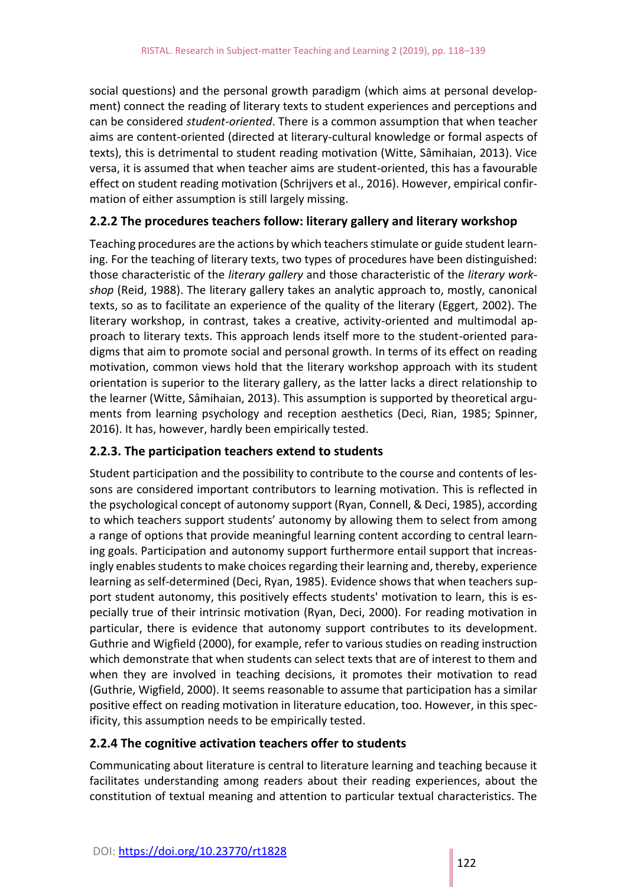social questions) and the personal growth paradigm (which aims at personal development) connect the reading of literary texts to student experiences and perceptions and can be considered *student-oriented*. There is a common assumption that when teacher aims are content-oriented (directed at literary-cultural knowledge or formal aspects of texts), this is detrimental to student reading motivation (Witte, Sâmihaian, 2013). Vice versa, it is assumed that when teacher aims are student-oriented, this has a favourable effect on student reading motivation (Schrijvers et al., 2016). However, empirical confirmation of either assumption is still largely missing.

### 2.2.2 The procedures teachers follow: literary gallery and literary workshop

Teaching procedures are the actions by which teachers stimulate or guide student learning. For the teaching of literary texts, two types of procedures have been distinguished: those characteristic of the *literary gallery* and those characteristic of the *literary workshop* (Reid, 1988). The literary gallery takes an analytic approach to, mostly, canonical texts, so as to facilitate an experience of the quality of the literary (Eggert, 2002). The literary workshop, in contrast, takes a creative, activity-oriented and multimodal approach to literary texts. This approach lends itself more to the student-oriented paradigms that aim to promote social and personal growth. In terms of its effect on reading motivation, common views hold that the literary workshop approach with its student orientation is superior to the literary gallery, as the latter lacks a direct relationship to the learner (Witte, Sâmihaian, 2013). This assumption is supported by theoretical arguments from learning psychology and reception aesthetics (Deci, Rian, 1985; Spinner, 2016). It has, however, hardly been empirically tested.

### 2.2.3. The participation teachers extend to students

Student participation and the possibility to contribute to the course and contents of lessons are considered important contributors to learning motivation. This is reflected in the psychological concept of autonomy support (Ryan, Connell, & Deci, 1985), according to which teachers support students' autonomy by allowing them to select from among a range of options that provide meaningful learning content according to central learning goals. Participation and autonomy support furthermore entail support that increasingly enables students to make choices regarding their learning and, thereby, experience learning as self-determined (Deci, Ryan, 1985). Evidence shows that when teachers support student autonomy, this positively effects students' motivation to learn, this is especially true of their intrinsic motivation (Ryan, Deci, 2000). For reading motivation in particular, there is evidence that autonomy support contributes to its development. Guthrie and Wigfield (2000), for example, refer to various studies on reading instruction which demonstrate that when students can select texts that are of interest to them and when they are involved in teaching decisions, it promotes their motivation to read (Guthrie, Wigfield, 2000). It seems reasonable to assume that participation has a similar positive effect on reading motivation in literature education, too. However, in this specificity, this assumption needs to be empirically tested.

### 2.2.4 The cognitive activation teachers offer to students

Communicating about literature is central to literature learning and teaching because it facilitates understanding among readers about their reading experiences, about the constitution of textual meaning and attention to particular textual characteristics. The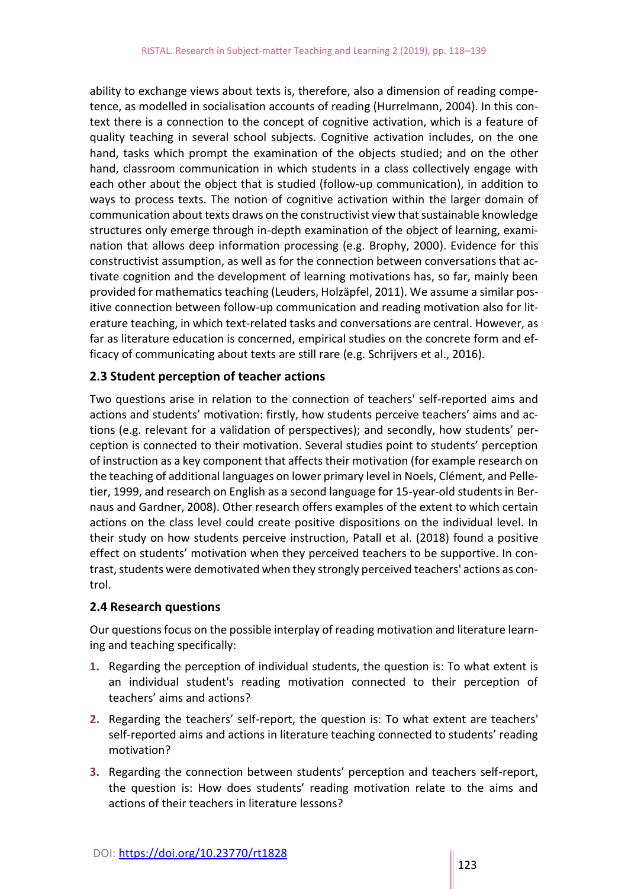ability to exchange views about texts is, therefore, also a dimension of reading competence, as modelled in socialisation accounts of reading (Hurrelmann, 2004). In this context there is a connection to the concept of cognitive activation, which is a feature of quality teaching in several school subjects. Cognitive activation includes, on the one hand, tasks which prompt the examination of the objects studied; and on the other hand, classroom communication in which students in a class collectively engage with each other about the object that is studied (follow-up communication), in addition to ways to process texts. The notion of cognitive activation within the larger domain of communication about texts draws on the constructivist view that sustainable knowledge structures only emerge through in-depth examination of the object of learning, examination that allows deep information processing (e.g. Brophy, 2000). Evidence for this constructivist assumption, as well as for the connection between conversations that activate cognition and the development of learning motivations has, so far, mainly been provided for mathematics teaching (Leuders, Holzäpfel, 2011). We assume a similar positive connection between follow-up communication and reading motivation also for literature teaching, in which text-related tasks and conversations are central. However, as far as literature education is concerned, empirical studies on the concrete form and efficacy of communicating about texts are still rare (e.g. Schrijvers et al., 2016).

### 2.3 Student perception of teacher actions

Two questions arise in relation to the connection of teachers' self-reported aims and actions and students' motivation: firstly, how students perceive teachers' aims and actions (e.g. relevant for a validation of perspectives); and secondly, how students' perception is connected to their motivation. Several studies point to students' perception of instruction as a key component that affects their motivation (for example research on the teaching of additional languages on lower primary level in Noels, Clément, and Pelletier, 1999, and research on English as a second language for 15-year-old students in Bernaus and Gardner, 2008). Other research offers examples of the extent to which certain actions on the class level could create positive dispositions on the individual level. In their study on how students perceive instruction, Patall et al. (2018) found a positive effect on students' motivation when they perceived teachers to be supportive. In contrast, students were demotivated when they strongly perceived teachers' actions as control.

### 2.4 Research questions

Our questions focus on the possible interplay of reading motivation and literature learning and teaching specifically:

1. Regarding the perception of individual students, the question is: To what extent is an individual student's reading motivation connected to their perception of teachers' aims and actions?
2. Regarding the teachers' self-report, the question is: To what extent are teachers' self-reported aims and actions in literature teaching connected to students' reading motivation?
3. Regarding the connection between students' perception and teachers self-report, the question is: How does students' reading motivation relate to the aims and actions of their teachers in literature lessons?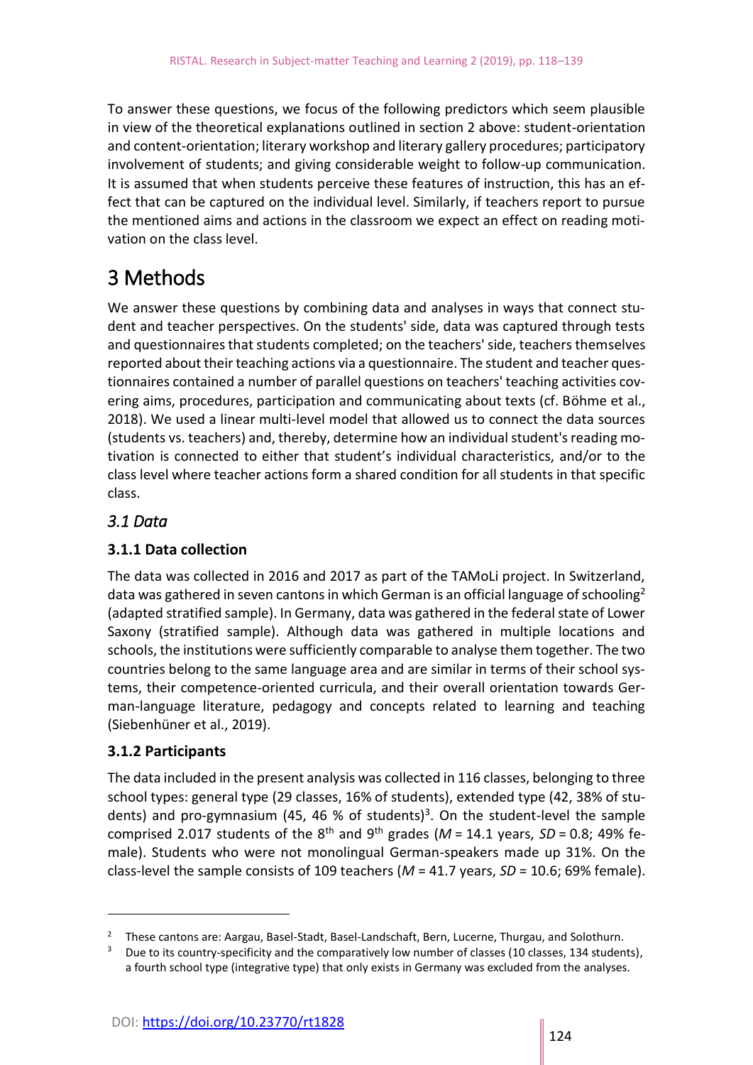To answer these questions, we focus of the following predictors which seem plausible in view of the theoretical explanations outlined in section 2 above: student-orientation and content-orientation; literary workshop and literary gallery procedures; participatory involvement of students; and giving considerable weight to follow-up communication. It is assumed that when students perceive these features of instruction, this has an effect that can be captured on the individual level. Similarly, if teachers report to pursue the mentioned aims and actions in the classroom we expect an effect on reading motivation on the class level.

# 3 Methods

We answer these questions by combining data and analyses in ways that connect student and teacher perspectives. On the students' side, data was captured through tests and questionnaires that students completed; on the teachers' side, teachers themselves reported about their teaching actions via a questionnaire. The student and teacher questionnaires contained a number of parallel questions on teachers' teaching activities covering aims, procedures, participation and communicating about texts (cf. Böhme et al., 2018). We used a linear multi-level model that allowed us to connect the data sources (students vs. teachers) and, thereby, determine how an individual student's reading motivation is connected to either that student's individual characteristics, and/or to the class level where teacher actions form a shared condition for all students in that specific class.

## *3.1 Data*

### 3.1.1 Data collection

The data was collected in 2016 and 2017 as part of the TAMoLi project. In Switzerland, data was gathered in seven cantons in which German is an official language of schooling[2] (adapted stratified sample). In Germany, data was gathered in the federal state of Lower Saxony (stratified sample). Although data was gathered in multiple locations and schools, the institutions were sufficiently comparable to analyse them together. The two countries belong to the same language area and are similar in terms of their school systems, their competence-oriented curricula, and their overall orientation towards German-language literature, pedagogy and concepts related to learning and teaching (Siebenhüner et al., 2019).

### 3.1.2 Participants

The data included in the present analysis was collected in 116 classes, belonging to three school types: general type (29 classes, 16% of students), extended type (42, 38% of students) and pro-gymnasium (45, 46 % of students)[3]. On the student-level the sample comprised 2.017 students of the 8th and 9th grades (*M* = 14.1 years, *SD* = 0.8; 49% female). Students who were not monolingual German-speakers made up 31%. On the class-level the sample consists of 109 teachers (*M* = 41.7 years, *SD* = 10.6; 69% female).

---

[2] These cantons are: Aargau, Basel-Stadt, Basel-Landschaft, Bern, Lucerne, Thurgau, and Solothurn.

[3] Due to its country-specificity and the comparatively low number of classes (10 classes, 134 students), a fourth school type (integrative type) that only exists in Germany was excluded from the analyses.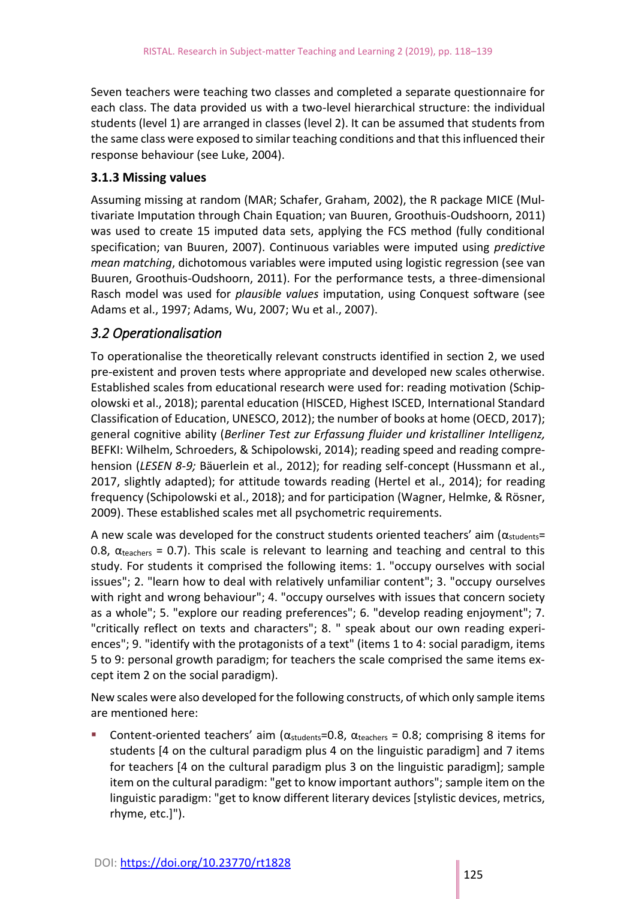Seven teachers were teaching two classes and completed a separate questionnaire for each class. The data provided us with a two-level hierarchical structure: the individual students (level 1) are arranged in classes (level 2). It can be assumed that students from the same class were exposed to similar teaching conditions and that this influenced their response behaviour (see Luke, 2004).

### 3.1.3 Missing values

Assuming missing at random (MAR; Schafer, Graham, 2002), the R package MICE (Multivariate Imputation through Chain Equation; van Buuren, Groothuis-Oudshoorn, 2011) was used to create 15 imputed data sets, applying the FCS method (fully conditional specification; van Buuren, 2007). Continuous variables were imputed using *predictive mean matching*, dichotomous variables were imputed using logistic regression (see van Buuren, Groothuis-Oudshoorn, 2011). For the performance tests, a three-dimensional Rasch model was used for *plausible values* imputation, using Conquest software (see Adams et al., 1997; Adams, Wu, 2007; Wu et al., 2007).

## *3.2 Operationalisation*

To operationalise the theoretically relevant constructs identified in section 2, we used pre-existent and proven tests where appropriate and developed new scales otherwise. Established scales from educational research were used for: reading motivation (Schipolowski et al., 2018); parental education (HISCED, Highest ISCED, International Standard Classification of Education, UNESCO, 2012); the number of books at home (OECD, 2017); general cognitive ability (*Berliner Test zur Erfassung fluider und kristalliner Intelligenz,* BEFKI: Wilhelm, Schroeders, & Schipolowski, 2014); reading speed and reading comprehension (*LESEN 8-9;* Bäuerlein et al., 2012); for reading self-concept (Hussmann et al., 2017, slightly adapted); for attitude towards reading (Hertel et al., 2014); for reading frequency (Schipolowski et al., 2018); and for participation (Wagner, Helmke, & Rösner, 2009). These established scales met all psychometric requirements.

A new scale was developed for the construct students oriented teachers' aim ($\alpha_{students}$= 0.8, $\alpha_{teachers}$ = 0.7). This scale is relevant to learning and teaching and central to this study. For students it comprised the following items: 1. "occupy ourselves with social issues"; 2. "learn how to deal with relatively unfamiliar content"; 3. "occupy ourselves with right and wrong behaviour"; 4. "occupy ourselves with issues that concern society as a whole"; 5. "explore our reading preferences"; 6. "develop reading enjoyment"; 7. "critically reflect on texts and characters"; 8. " speak about our own reading experiences"; 9. "identify with the protagonists of a text" (items 1 to 4: social paradigm, items 5 to 9: personal growth paradigm; for teachers the scale comprised the same items except item 2 on the social paradigm).

New scales were also developed for the following constructs, of which only sample items are mentioned here:

- Content-oriented teachers' aim ($\alpha_{students}$=0.8, $\alpha_{teachers}$ = 0.8; comprising 8 items for students [4 on the cultural paradigm plus 4 on the linguistic paradigm] and 7 items for teachers [4 on the cultural paradigm plus 3 on the linguistic paradigm]; sample item on the cultural paradigm: "get to know important authors"; sample item on the linguistic paradigm: "get to know different literary devices [stylistic devices, metrics, rhyme, etc.]").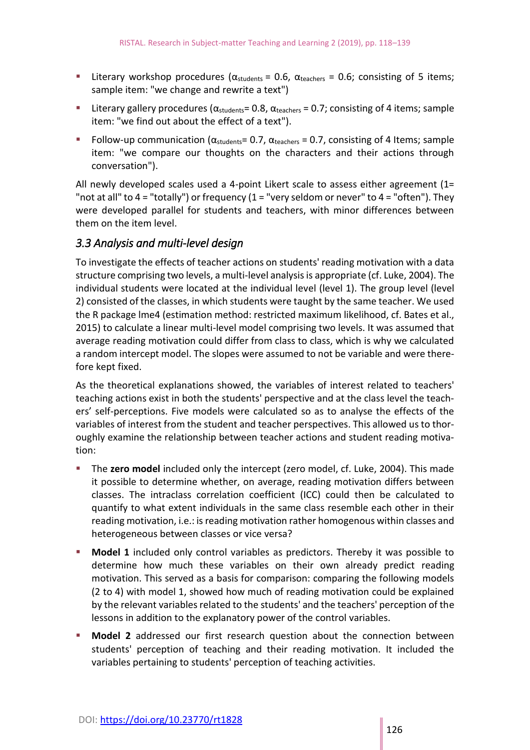- Literary workshop procedures ($\alpha_{students}$ = 0.6, $\alpha_{teachers}$ = 0.6; consisting of 5 items; sample item: "we change and rewrite a text")
- Literary gallery procedures ($\alpha_{students}$= 0.8, $\alpha_{teachers}$ = 0.7; consisting of 4 items; sample item: "we find out about the effect of a text").
- Follow-up communication ($\alpha_{students}$= 0.7, $\alpha_{teachers}$ = 0.7, consisting of 4 Items; sample item: "we compare our thoughts on the characters and their actions through conversation").

All newly developed scales used a 4-point Likert scale to assess either agreement (1= "not at all" to 4 = "totally") or frequency (1 = "very seldom or never" to 4 = "often"). They were developed parallel for students and teachers, with minor differences between them on the item level.

### *3.3 Analysis and multi-level design*

To investigate the effects of teacher actions on students' reading motivation with a data structure comprising two levels, a multi-level analysis is appropriate (cf. Luke, 2004). The individual students were located at the individual level (level 1). The group level (level 2) consisted of the classes, in which students were taught by the same teacher. We used the R package lme4 (estimation method: restricted maximum likelihood, cf. Bates et al., 2015) to calculate a linear multi-level model comprising two levels. It was assumed that average reading motivation could differ from class to class, which is why we calculated a random intercept model. The slopes were assumed to not be variable and were therefore kept fixed.

As the theoretical explanations showed, the variables of interest related to teachers' teaching actions exist in both the students' perspective and at the class level the teachers' self-perceptions. Five models were calculated so as to analyse the effects of the variables of interest from the student and teacher perspectives. This allowed us to thoroughly examine the relationship between teacher actions and student reading motivation:

- The **zero model** included only the intercept (zero model, cf. Luke, 2004). This made it possible to determine whether, on average, reading motivation differs between classes. The intraclass correlation coefficient (ICC) could then be calculated to quantify to what extent individuals in the same class resemble each other in their reading motivation, i.e.: is reading motivation rather homogenous within classes and heterogeneous between classes or vice versa?
- **Model 1** included only control variables as predictors. Thereby it was possible to determine how much these variables on their own already predict reading motivation. This served as a basis for comparison: comparing the following models (2 to 4) with model 1, showed how much of reading motivation could be explained by the relevant variables related to the students' and the teachers' perception of the lessons in addition to the explanatory power of the control variables.
- **Model 2** addressed our first research question about the connection between students' perception of teaching and their reading motivation. It included the variables pertaining to students' perception of teaching activities.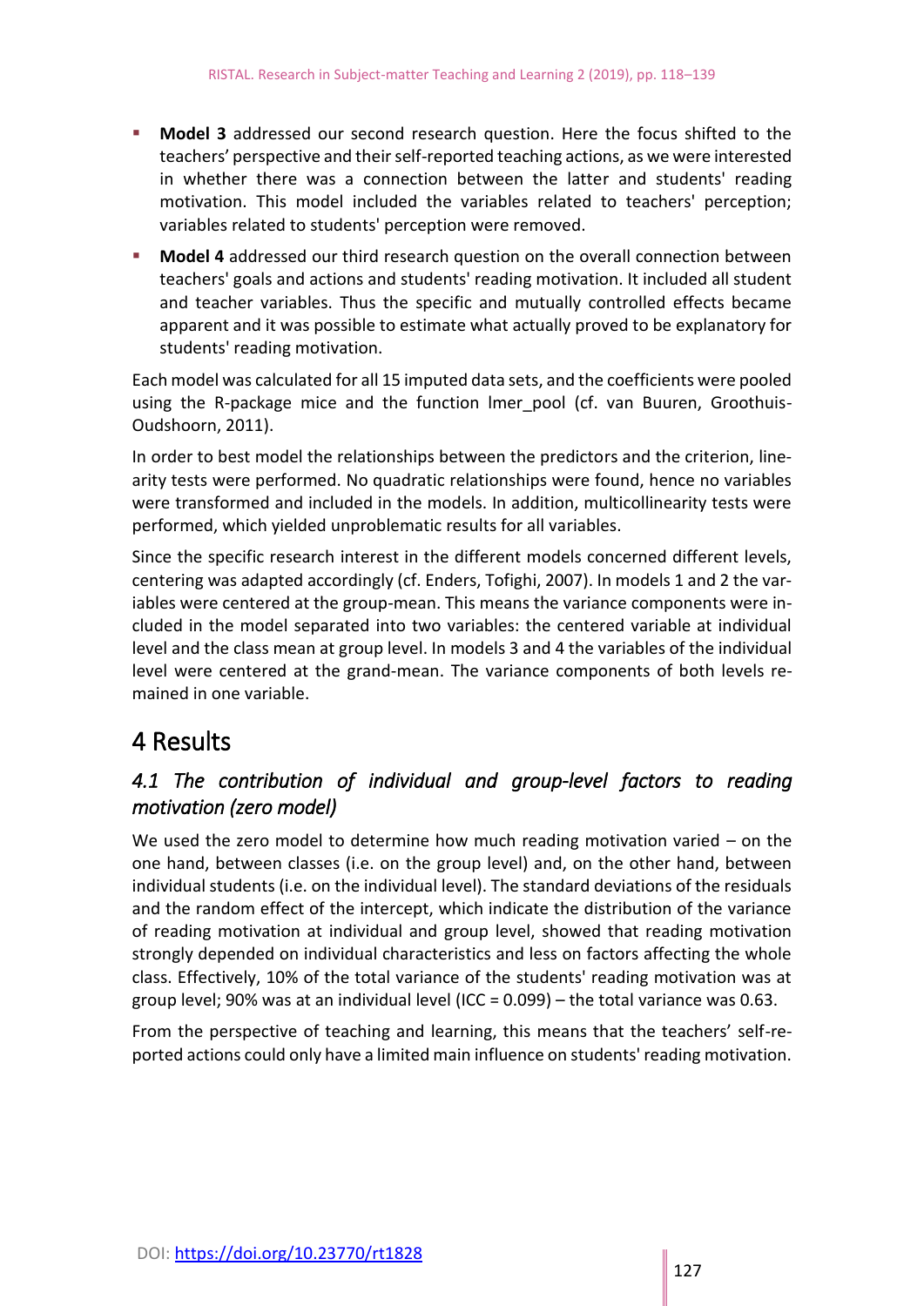- **Model 3** addressed our second research question. Here the focus shifted to the teachers' perspective and their self-reported teaching actions, as we were interested in whether there was a connection between the latter and students' reading motivation. This model included the variables related to teachers' perception; variables related to students' perception were removed.
- **Model 4** addressed our third research question on the overall connection between teachers' goals and actions and students' reading motivation. It included all student and teacher variables. Thus the specific and mutually controlled effects became apparent and it was possible to estimate what actually proved to be explanatory for students' reading motivation.

Each model was calculated for all 15 imputed data sets, and the coefficients were pooled using the R-package mice and the function lmer_pool (cf. van Buuren, Groothuis-Oudshoorn, 2011).

In order to best model the relationships between the predictors and the criterion, linearity tests were performed. No quadratic relationships were found, hence no variables were transformed and included in the models. In addition, multicollinearity tests were performed, which yielded unproblematic results for all variables.

Since the specific research interest in the different models concerned different levels, centering was adapted accordingly (cf. Enders, Tofighi, 2007). In models 1 and 2 the variables were centered at the group-mean. This means the variance components were included in the model separated into two variables: the centered variable at individual level and the class mean at group level. In models 3 and 4 the variables of the individual level were centered at the grand-mean. The variance components of both levels remained in one variable.

# 4 Results

## *4.1 The contribution of individual and group-level factors to reading motivation (zero model)*

We used the zero model to determine how much reading motivation varied – on the one hand, between classes (i.e. on the group level) and, on the other hand, between individual students (i.e. on the individual level). The standard deviations of the residuals and the random effect of the intercept, which indicate the distribution of the variance of reading motivation at individual and group level, showed that reading motivation strongly depended on individual characteristics and less on factors affecting the whole class. Effectively, 10% of the total variance of the students' reading motivation was at group level; 90% was at an individual level (ICC = 0.099) – the total variance was 0.63.

From the perspective of teaching and learning, this means that the teachers' self-reported actions could only have a limited main influence on students' reading motivation.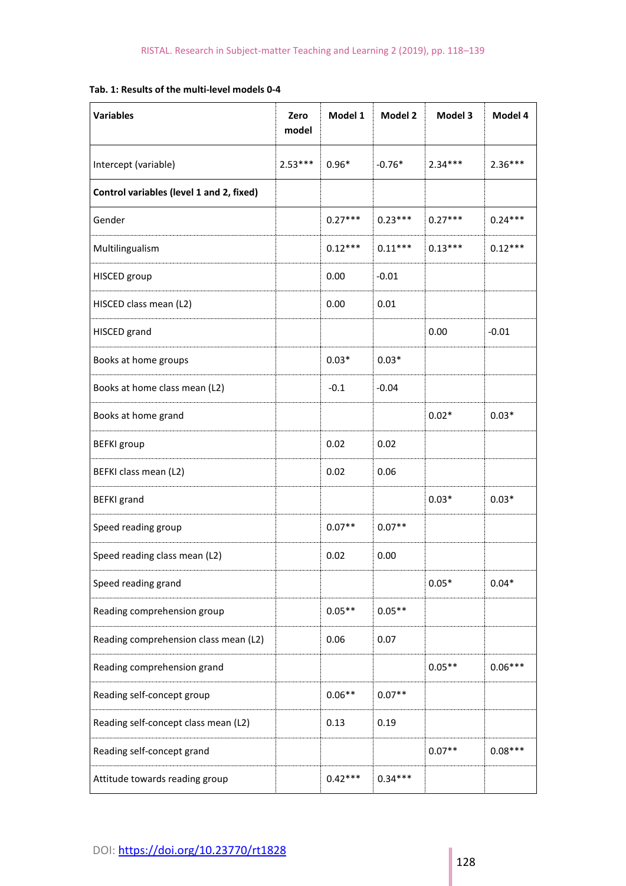**Tab. 1: Results of the multi-level models 0-4**

| Variables | Zero model | Model 1 | Model 2 | Model 3 | Model 4 |
|---|---|---|---|---|---|
| Intercept (variable) | 2.53*** | 0.96* | -0.76* | 2.34*** | 2.36*** |
| **Control variables (level 1 and 2, fixed)** | | | | | |
| Gender | | 0.27*** | 0.23*** | 0.27*** | 0.24*** |
| Multilingualism | | 0.12*** | 0.11*** | 0.13*** | 0.12*** |
| HISCED group | | 0.00 | -0.01 | | |
| HISCED class mean (L2) | | 0.00 | 0.01 | | |
| HISCED grand | | | | 0.00 | -0.01 |
| Books at home groups | | 0.03* | 0.03* | | |
| Books at home class mean (L2) | | -0.1 | -0.04 | | |
| Books at home grand | | | | 0.02* | 0.03* |
| BEFKI group | | 0.02 | 0.02 | | |
| BEFKI class mean (L2) | | 0.02 | 0.06 | | |
| BEFKI grand | | | | 0.03* | 0.03* |
| Speed reading group | | 0.07** | 0.07** | | |
| Speed reading class mean (L2) | | 0.02 | 0.00 | | |
| Speed reading grand | | | | 0.05* | 0.04* |
| Reading comprehension group | | 0.05** | 0.05** | | |
| Reading comprehension class mean (L2) | | 0.06 | 0.07 | | |
| Reading comprehension grand | | | | 0.05** | 0.06*** |
| Reading self-concept group | | 0.06** | 0.07** | | |
| Reading self-concept class mean (L2) | | 0.13 | 0.19 | | |
| Reading self-concept grand | | | | 0.07** | 0.08*** |
| Attitude towards reading group | | 0.42*** | 0.34*** | | |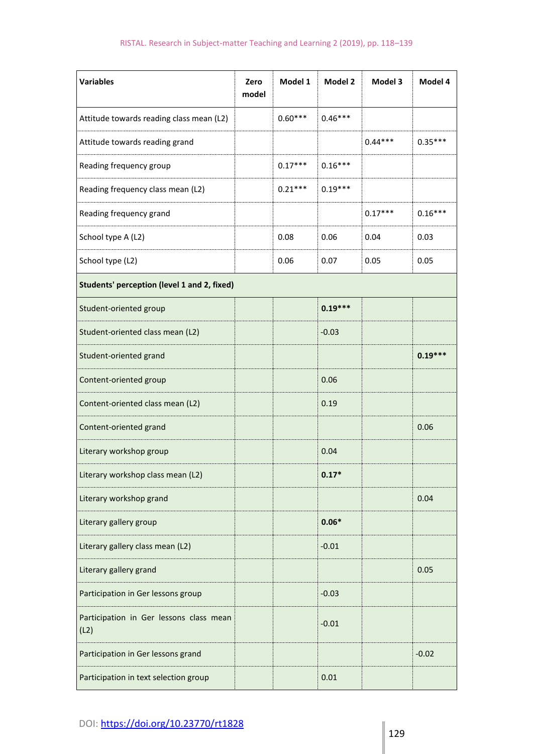| Variables | Zero model | Model 1 | Model 2 | Model 3 | Model 4 |
|---|---|---|---|---|---|
| Attitude towards reading class mean (L2) | | 0.60*** | 0.46*** | | |
| Attitude towards reading grand | | | | 0.44*** | 0.35*** |
| Reading frequency group | | 0.17*** | 0.16*** | | |
| Reading frequency class mean (L2) | | 0.21*** | 0.19*** | | |
| Reading frequency grand | | | | 0.17*** | 0.16*** |
| School type A (L2) | | 0.08 | 0.06 | 0.04 | 0.03 |
| School type (L2) | | 0.06 | 0.07 | 0.05 | 0.05 |
| **Students' perception (level 1 and 2, fixed)** | | | | | |
| Student-oriented group | | | **0.19*** ** | | |
| Student-oriented class mean (L2) | | | -0.03 | | |
| Student-oriented grand | | | | | **0.19*** ** |
| Content-oriented group | | | 0.06 | | |
| Content-oriented class mean (L2) | | | 0.19 | | |
| Content-oriented grand | | | | | 0.06 |
| Literary workshop group | | | 0.04 | | |
| Literary workshop class mean (L2) | | | **0.17*** | | |
| Literary workshop grand | | | | | 0.04 |
| Literary gallery group | | | **0.06*** | | |
| Literary gallery class mean (L2) | | | -0.01 | | |
| Literary gallery grand | | | | | 0.05 |
| Participation in Ger lessons group | | | -0.03 | | |
| Participation in Ger lessons class mean (L2) | | | -0.01 | | |
| Participation in Ger lessons grand | | | | | -0.02 |
| Participation in text selection group | | | 0.01 | | |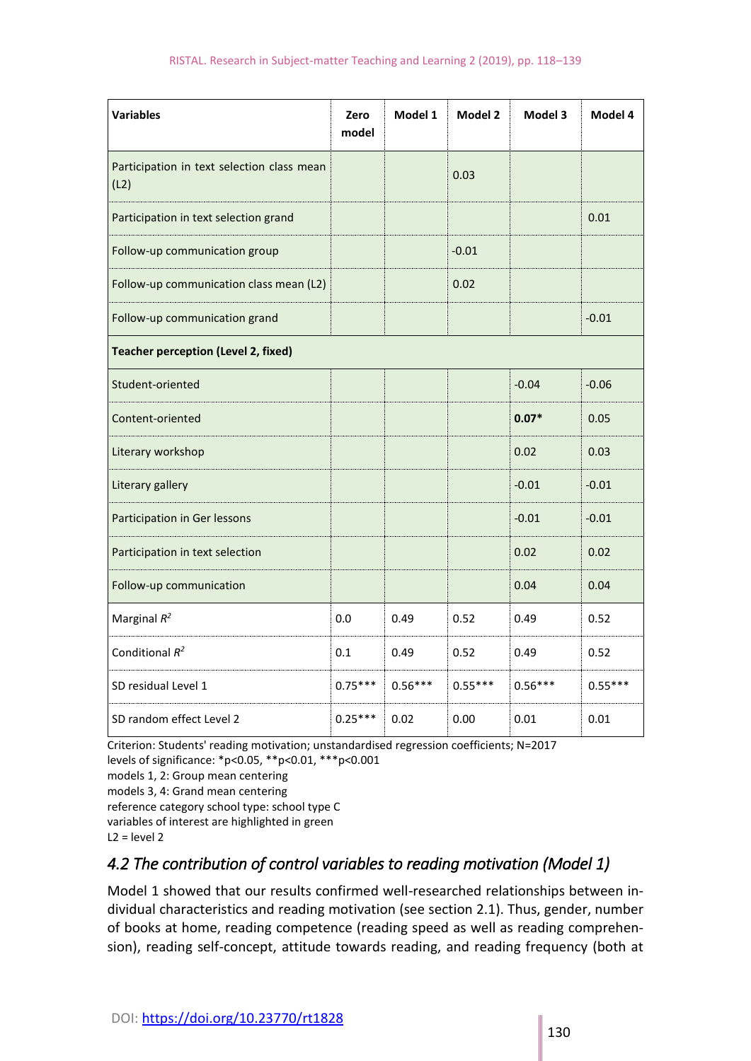| Variables | Zero model | Model 1 | Model 2 | Model 3 | Model 4 |
|---|---|---|---|---|---|
| Participation in text selection class mean (L2) | | | 0.03 | | |
| Participation in text selection grand | | | | | 0.01 |
| Follow-up communication group | | | -0.01 | | |
| Follow-up communication class mean (L2) | | | 0.02 | | |
| Follow-up communication grand | | | | | -0.01 |
| **Teacher perception (Level 2, fixed)** | | | | | |
| Student-oriented | | | | -0.04 | -0.06 |
| Content-oriented | | | | **0.07*** | 0.05 |
| Literary workshop | | | | 0.02 | 0.03 |
| Literary gallery | | | | -0.01 | -0.01 |
| Participation in Ger lessons | | | | -0.01 | -0.01 |
| Participation in text selection | | | | 0.02 | 0.02 |
| Follow-up communication | | | | 0.04 | 0.04 |
| Marginal $R^2$ | 0.0 | 0.49 | 0.52 | 0.49 | 0.52 |
| Conditional $R^2$ | 0.1 | 0.49 | 0.52 | 0.49 | 0.52 |
| SD residual Level 1 | 0.75*** | 0.56*** | 0.55*** | 0.56*** | 0.55*** |
| SD random effect Level 2 | 0.25*** | 0.02 | 0.00 | 0.01 | 0.01 |

Criterion: Students' reading motivation; unstandardised regression coefficients; N=2017
levels of significance: *p<0.05, **p<0.01, ***p<0.001
models 1, 2: Group mean centering
models 3, 4: Grand mean centering
reference category school type: school type C
variables of interest are highlighted in green
L2 = level 2

## *4.2 The contribution of control variables to reading motivation (Model 1)*

Model 1 showed that our results confirmed well-researched relationships between individual characteristics and reading motivation (see section 2.1). Thus, gender, number of books at home, reading competence (reading speed as well as reading comprehension), reading self-concept, attitude towards reading, and reading frequency (both at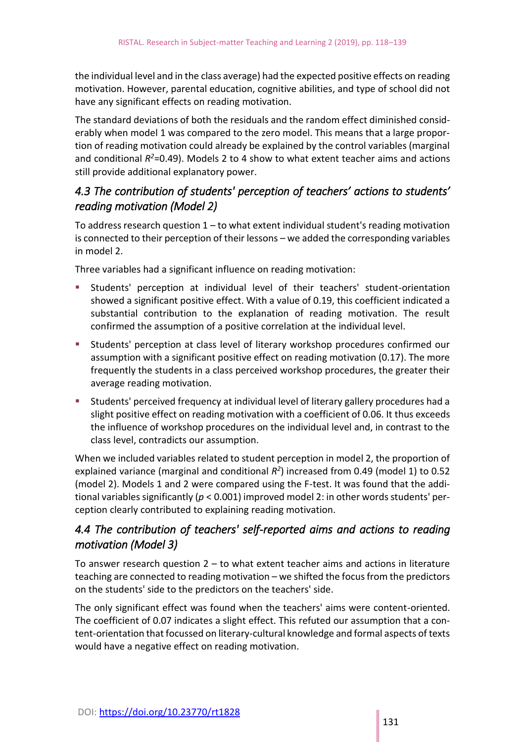the individual level and in the class average) had the expected positive effects on reading motivation. However, parental education, cognitive abilities, and type of school did not have any significant effects on reading motivation.

The standard deviations of both the residuals and the random effect diminished considerably when model 1 was compared to the zero model. This means that a large proportion of reading motivation could already be explained by the control variables (marginal and conditional $R^2$=0.49). Models 2 to 4 show to what extent teacher aims and actions still provide additional explanatory power.

### *4.3 The contribution of students' perception of teachers' actions to students' reading motivation (Model 2)*

To address research question 1 – to what extent individual student's reading motivation is connected to their perception of their lessons – we added the corresponding variables in model 2.

Three variables had a significant influence on reading motivation:

- Students' perception at individual level of their teachers' student-orientation showed a significant positive effect. With a value of 0.19, this coefficient indicated a substantial contribution to the explanation of reading motivation. The result confirmed the assumption of a positive correlation at the individual level.
- Students' perception at class level of literary workshop procedures confirmed our assumption with a significant positive effect on reading motivation (0.17). The more frequently the students in a class perceived workshop procedures, the greater their average reading motivation.
- Students' perceived frequency at individual level of literary gallery procedures had a slight positive effect on reading motivation with a coefficient of 0.06. It thus exceeds the influence of workshop procedures on the individual level and, in contrast to the class level, contradicts our assumption.

When we included variables related to student perception in model 2, the proportion of explained variance (marginal and conditional $R^2$) increased from 0.49 (model 1) to 0.52 (model 2). Models 1 and 2 were compared using the F-test. It was found that the additional variables significantly ($p < 0.001$) improved model 2: in other words students' perception clearly contributed to explaining reading motivation.

### *4.4 The contribution of teachers' self-reported aims and actions to reading motivation (Model 3)*

To answer research question 2 – to what extent teacher aims and actions in literature teaching are connected to reading motivation – we shifted the focus from the predictors on the students' side to the predictors on the teachers' side.

The only significant effect was found when the teachers' aims were content-oriented. The coefficient of 0.07 indicates a slight effect. This refuted our assumption that a content-orientation that focussed on literary-cultural knowledge and formal aspects of texts would have a negative effect on reading motivation.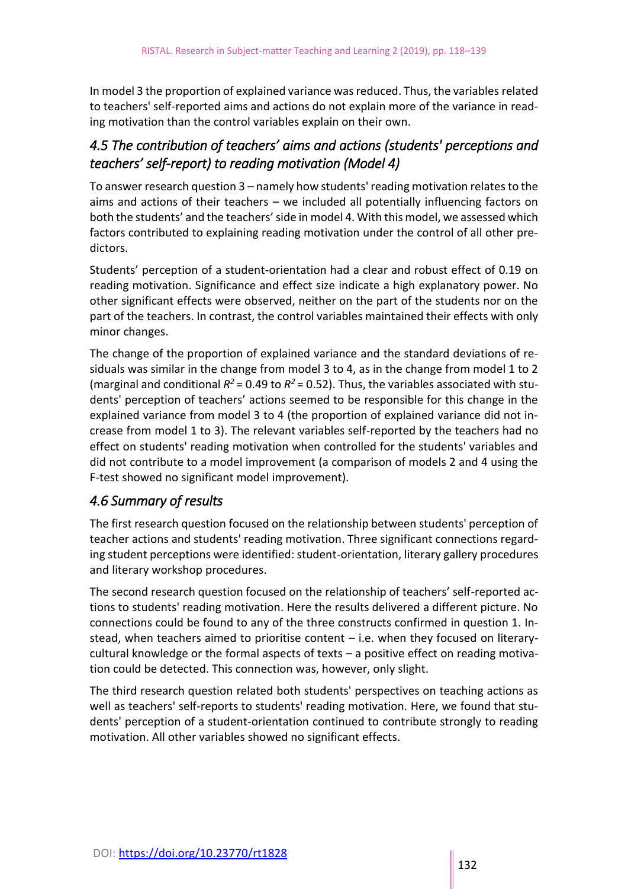In model 3 the proportion of explained variance was reduced. Thus, the variables related to teachers' self-reported aims and actions do not explain more of the variance in reading motivation than the control variables explain on their own.

### *4.5 The contribution of teachers' aims and actions (students' perceptions and teachers' self-report) to reading motivation (Model 4)*

To answer research question 3 – namely how students' reading motivation relates to the aims and actions of their teachers – we included all potentially influencing factors on both the students' and the teachers' side in model 4. With this model, we assessed which factors contributed to explaining reading motivation under the control of all other predictors.

Students' perception of a student-orientation had a clear and robust effect of 0.19 on reading motivation. Significance and effect size indicate a high explanatory power. No other significant effects were observed, neither on the part of the students nor on the part of the teachers. In contrast, the control variables maintained their effects with only minor changes.

The change of the proportion of explained variance and the standard deviations of residuals was similar in the change from model 3 to 4, as in the change from model 1 to 2 (marginal and conditional $R^2 = 0.49$ to $R^2 = 0.52$). Thus, the variables associated with students' perception of teachers' actions seemed to be responsible for this change in the explained variance from model 3 to 4 (the proportion of explained variance did not increase from model 1 to 3). The relevant variables self-reported by the teachers had no effect on students' reading motivation when controlled for the students' variables and did not contribute to a model improvement (a comparison of models 2 and 4 using the F-test showed no significant model improvement).

### *4.6 Summary of results*

The first research question focused on the relationship between students' perception of teacher actions and students' reading motivation. Three significant connections regarding student perceptions were identified: student-orientation, literary gallery procedures and literary workshop procedures.

The second research question focused on the relationship of teachers' self-reported actions to students' reading motivation. Here the results delivered a different picture. No connections could be found to any of the three constructs confirmed in question 1. Instead, when teachers aimed to prioritise content – i.e. when they focused on literary-cultural knowledge or the formal aspects of texts – a positive effect on reading motivation could be detected. This connection was, however, only slight.

The third research question related both students' perspectives on teaching actions as well as teachers' self-reports to students' reading motivation. Here, we found that students' perception of a student-orientation continued to contribute strongly to reading motivation. All other variables showed no significant effects.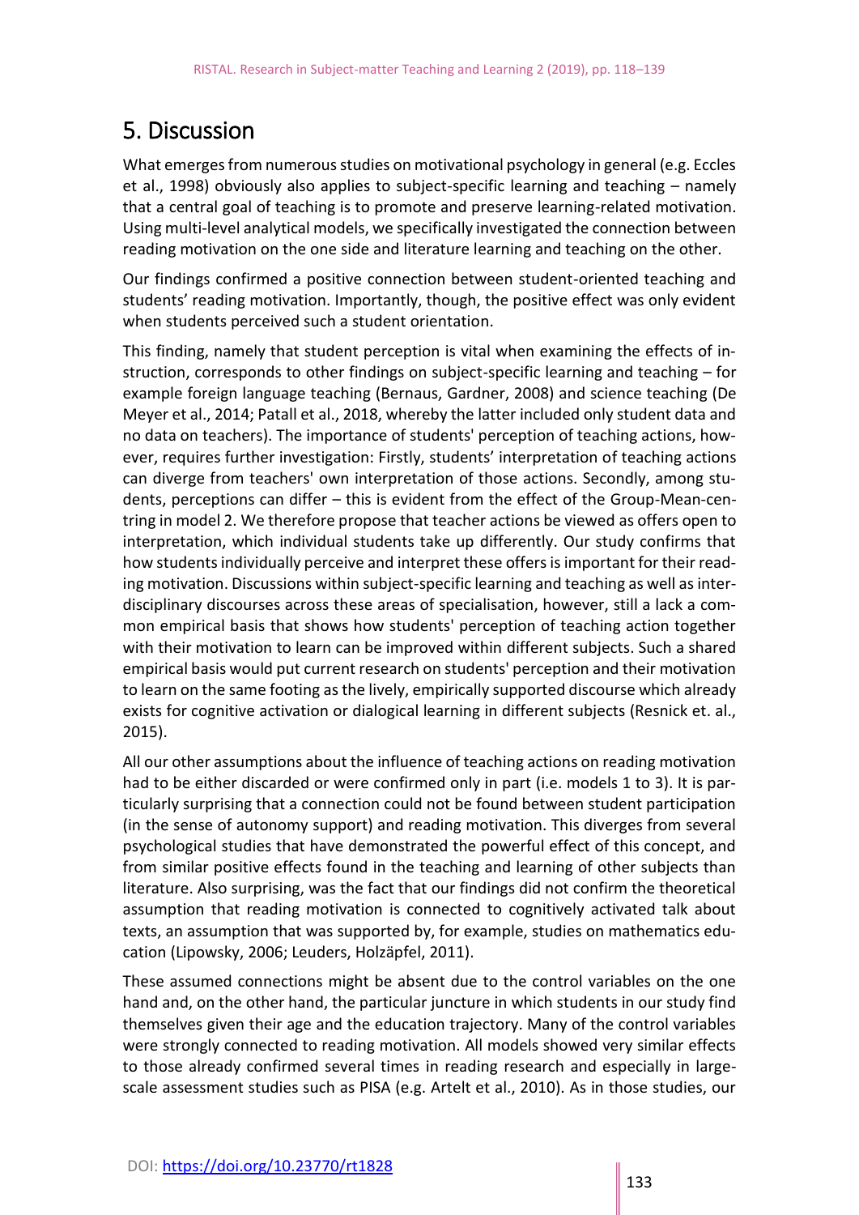## 5. Discussion

What emerges from numerous studies on motivational psychology in general (e.g. Eccles et al., 1998) obviously also applies to subject-specific learning and teaching – namely that a central goal of teaching is to promote and preserve learning-related motivation. Using multi-level analytical models, we specifically investigated the connection between reading motivation on the one side and literature learning and teaching on the other.

Our findings confirmed a positive connection between student-oriented teaching and students' reading motivation. Importantly, though, the positive effect was only evident when students perceived such a student orientation.

This finding, namely that student perception is vital when examining the effects of instruction, corresponds to other findings on subject-specific learning and teaching – for example foreign language teaching (Bernaus, Gardner, 2008) and science teaching (De Meyer et al., 2014; Patall et al., 2018, whereby the latter included only student data and no data on teachers). The importance of students' perception of teaching actions, however, requires further investigation: Firstly, students' interpretation of teaching actions can diverge from teachers' own interpretation of those actions. Secondly, among students, perceptions can differ – this is evident from the effect of the Group-Mean-centring in model 2. We therefore propose that teacher actions be viewed as offers open to interpretation, which individual students take up differently. Our study confirms that how students individually perceive and interpret these offers is important for their reading motivation. Discussions within subject-specific learning and teaching as well as interdisciplinary discourses across these areas of specialisation, however, still a lack a common empirical basis that shows how students' perception of teaching action together with their motivation to learn can be improved within different subjects. Such a shared empirical basis would put current research on students' perception and their motivation to learn on the same footing as the lively, empirically supported discourse which already exists for cognitive activation or dialogical learning in different subjects (Resnick et. al., 2015).

All our other assumptions about the influence of teaching actions on reading motivation had to be either discarded or were confirmed only in part (i.e. models 1 to 3). It is particularly surprising that a connection could not be found between student participation (in the sense of autonomy support) and reading motivation. This diverges from several psychological studies that have demonstrated the powerful effect of this concept, and from similar positive effects found in the teaching and learning of other subjects than literature. Also surprising, was the fact that our findings did not confirm the theoretical assumption that reading motivation is connected to cognitively activated talk about texts, an assumption that was supported by, for example, studies on mathematics education (Lipowsky, 2006; Leuders, Holzäpfel, 2011).

These assumed connections might be absent due to the control variables on the one hand and, on the other hand, the particular juncture in which students in our study find themselves given their age and the education trajectory. Many of the control variables were strongly connected to reading motivation. All models showed very similar effects to those already confirmed several times in reading research and especially in large-scale assessment studies such as PISA (e.g. Artelt et al., 2010). As in those studies, our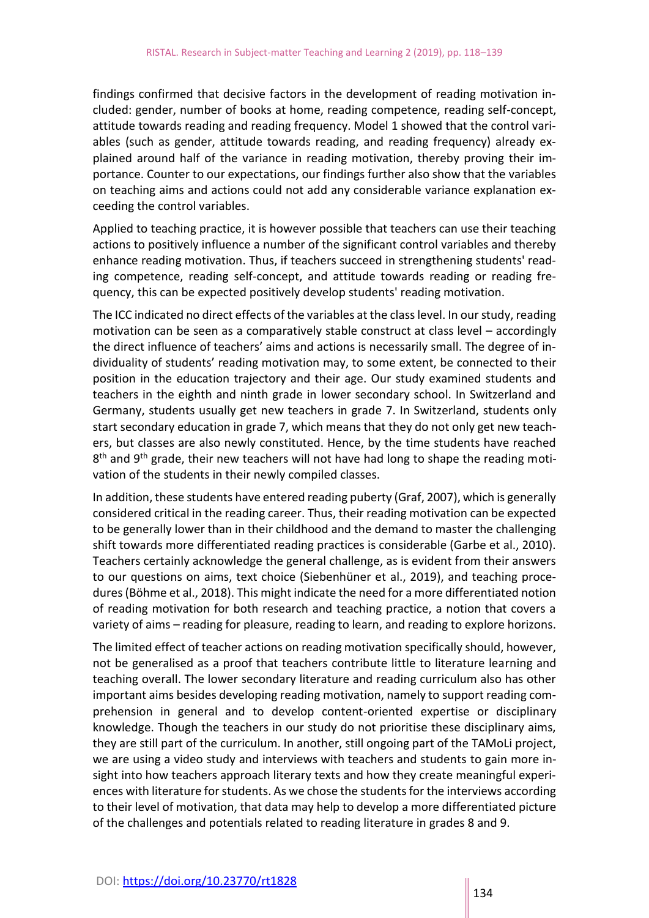findings confirmed that decisive factors in the development of reading motivation included: gender, number of books at home, reading competence, reading self-concept, attitude towards reading and reading frequency. Model 1 showed that the control variables (such as gender, attitude towards reading, and reading frequency) already explained around half of the variance in reading motivation, thereby proving their importance. Counter to our expectations, our findings further also show that the variables on teaching aims and actions could not add any considerable variance explanation exceeding the control variables.

Applied to teaching practice, it is however possible that teachers can use their teaching actions to positively influence a number of the significant control variables and thereby enhance reading motivation. Thus, if teachers succeed in strengthening students' reading competence, reading self-concept, and attitude towards reading or reading frequency, this can be expected positively develop students' reading motivation.

The ICC indicated no direct effects of the variables at the class level. In our study, reading motivation can be seen as a comparatively stable construct at class level – accordingly the direct influence of teachers' aims and actions is necessarily small. The degree of individuality of students' reading motivation may, to some extent, be connected to their position in the education trajectory and their age. Our study examined students and teachers in the eighth and ninth grade in lower secondary school. In Switzerland and Germany, students usually get new teachers in grade 7. In Switzerland, students only start secondary education in grade 7, which means that they do not only get new teachers, but classes are also newly constituted. Hence, by the time students have reached 8th and 9th grade, their new teachers will not have had long to shape the reading motivation of the students in their newly compiled classes.

In addition, these students have entered reading puberty (Graf, 2007), which is generally considered critical in the reading career. Thus, their reading motivation can be expected to be generally lower than in their childhood and the demand to master the challenging shift towards more differentiated reading practices is considerable (Garbe et al., 2010). Teachers certainly acknowledge the general challenge, as is evident from their answers to our questions on aims, text choice (Siebenhüner et al., 2019), and teaching procedures (Böhme et al., 2018). This might indicate the need for a more differentiated notion of reading motivation for both research and teaching practice, a notion that covers a variety of aims – reading for pleasure, reading to learn, and reading to explore horizons.

The limited effect of teacher actions on reading motivation specifically should, however, not be generalised as a proof that teachers contribute little to literature learning and teaching overall. The lower secondary literature and reading curriculum also has other important aims besides developing reading motivation, namely to support reading comprehension in general and to develop content-oriented expertise or disciplinary knowledge. Though the teachers in our study do not prioritise these disciplinary aims, they are still part of the curriculum. In another, still ongoing part of the TAMoLi project, we are using a video study and interviews with teachers and students to gain more insight into how teachers approach literary texts and how they create meaningful experiences with literature for students. As we chose the students for the interviews according to their level of motivation, that data may help to develop a more differentiated picture of the challenges and potentials related to reading literature in grades 8 and 9.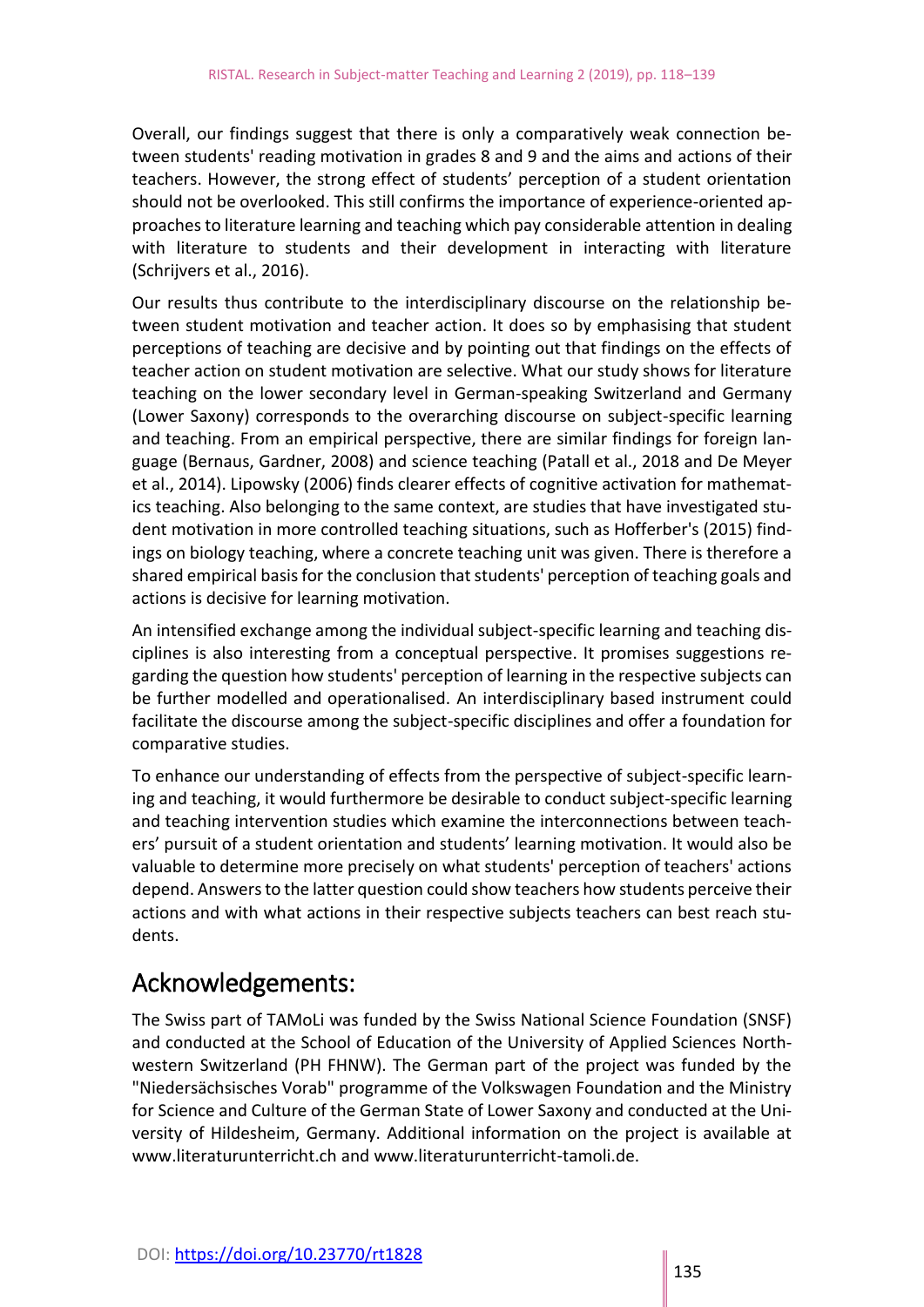Overall, our findings suggest that there is only a comparatively weak connection between students' reading motivation in grades 8 and 9 and the aims and actions of their teachers. However, the strong effect of students' perception of a student orientation should not be overlooked. This still confirms the importance of experience-oriented approaches to literature learning and teaching which pay considerable attention in dealing with literature to students and their development in interacting with literature (Schrijvers et al., 2016).

Our results thus contribute to the interdisciplinary discourse on the relationship between student motivation and teacher action. It does so by emphasising that student perceptions of teaching are decisive and by pointing out that findings on the effects of teacher action on student motivation are selective. What our study shows for literature teaching on the lower secondary level in German-speaking Switzerland and Germany (Lower Saxony) corresponds to the overarching discourse on subject-specific learning and teaching. From an empirical perspective, there are similar findings for foreign language (Bernaus, Gardner, 2008) and science teaching (Patall et al., 2018 and De Meyer et al., 2014). Lipowsky (2006) finds clearer effects of cognitive activation for mathematics teaching. Also belonging to the same context, are studies that have investigated student motivation in more controlled teaching situations, such as Hofferber's (2015) findings on biology teaching, where a concrete teaching unit was given. There is therefore a shared empirical basis for the conclusion that students' perception of teaching goals and actions is decisive for learning motivation.

An intensified exchange among the individual subject-specific learning and teaching disciplines is also interesting from a conceptual perspective. It promises suggestions regarding the question how students' perception of learning in the respective subjects can be further modelled and operationalised. An interdisciplinary based instrument could facilitate the discourse among the subject-specific disciplines and offer a foundation for comparative studies.

To enhance our understanding of effects from the perspective of subject-specific learning and teaching, it would furthermore be desirable to conduct subject-specific learning and teaching intervention studies which examine the interconnections between teachers' pursuit of a student orientation and students' learning motivation. It would also be valuable to determine more precisely on what students' perception of teachers' actions depend. Answers to the latter question could show teachers how students perceive their actions and with what actions in their respective subjects teachers can best reach students.

## Acknowledgements:

The Swiss part of TAMoLi was funded by the Swiss National Science Foundation (SNSF) and conducted at the School of Education of the University of Applied Sciences Northwestern Switzerland (PH FHNW). The German part of the project was funded by the "Niedersächsisches Vorab" programme of the Volkswagen Foundation and the Ministry for Science and Culture of the German State of Lower Saxony and conducted at the University of Hildesheim, Germany. Additional information on the project is available at www.literaturunterricht.ch and www.literaturunterricht-tamoli.de.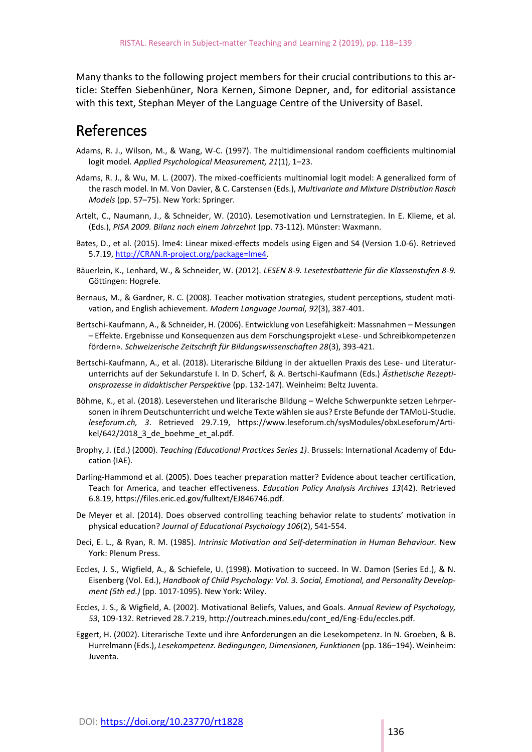Many thanks to the following project members for their crucial contributions to this article: Steffen Siebenhüner, Nora Kernen, Simone Depner, and, for editorial assistance with this text, Stephan Meyer of the Language Centre of the University of Basel.

## References

Adams, R. J., Wilson, M., & Wang, W-C. (1997). The multidimensional random coefficients multinomial logit model. *Applied Psychological Measurement, 21*(1), 1–23.

Adams, R. J., & Wu, M. L. (2007). The mixed-coefficients multinomial logit model: A generalized form of the rasch model. In M. Von Davier, & C. Carstensen (Eds.), *Multivariate and Mixture Distribution Rasch Models* (pp. 57–75). New York: Springer.

Artelt, C., Naumann, J., & Schneider, W. (2010). Lesemotivation und Lernstrategien. In E. Klieme, et al. (Eds.), *PISA 2009. Bilanz nach einem Jahrzehnt* (pp. 73-112). Münster: Waxmann.

Bates, D., et al. (2015). lme4: Linear mixed-effects models using Eigen and S4 (Version 1.0-6). Retrieved 5.7.19, http://CRAN.R-project.org/package=lme4.

Bäuerlein, K., Lenhard, W., & Schneider, W. (2012). *LESEN 8-9. Lesetestbatterie für die Klassenstufen 8-9.* Göttingen: Hogrefe.

Bernaus, M., & Gardner, R. C. (2008). Teacher motivation strategies, student perceptions, student motivation, and English achievement. *Modern Language Journal, 92*(3), 387-401.

Bertschi-Kaufmann, A., & Schneider, H. (2006). Entwicklung von Lesefähigkeit: Massnahmen – Messungen – Effekte. Ergebnisse und Konsequenzen aus dem Forschungsprojekt «Lese- und Schreibkompetenzen fördern». *Schweizerische Zeitschrift für Bildungswissenschaften 28*(3), 393-421.

Bertschi-Kaufmann, A., et al. (2018). Literarische Bildung in der aktuellen Praxis des Lese- und Literaturunterrichts auf der Sekundarstufe I. In D. Scherf, & A. Bertschi-Kaufmann (Eds.) *Ästhetische Rezeptionsprozesse in didaktischer Perspektive* (pp. 132-147). Weinheim: Beltz Juventa.

Böhme, K., et al. (2018). Leseverstehen und literarische Bildung – Welche Schwerpunkte setzen Lehrpersonen in ihrem Deutschunterricht und welche Texte wählen sie aus? Erste Befunde der TAMoLi-Studie. *leseforum.ch, 3*. Retrieved 29.7.19, https://www.leseforum.ch/sysModules/obxLeseforum/Artikel/642/2018_3_de_boehme_et_al.pdf.

Brophy, J. (Ed.) (2000). *Teaching (Educational Practices Series 1)*. Brussels: International Academy of Education (IAE).

Darling-Hammond et al. (2005). Does teacher preparation matter? Evidence about teacher certification, Teach for America, and teacher effectiveness. *Education Policy Analysis Archives 13*(42). Retrieved 6.8.19, https://files.eric.ed.gov/fulltext/EJ846746.pdf.

De Meyer et al. (2014). Does observed controlling teaching behavior relate to students' motivation in physical education? *Journal of Educational Psychology 106*(2), 541-554.

Deci, E. L., & Ryan, R. M. (1985). *Intrinsic Motivation and Self-determination in Human Behaviour.* New York: Plenum Press.

Eccles, J. S., Wigfield, A., & Schiefele, U. (1998). Motivation to succeed. In W. Damon (Series Ed.), & N. Eisenberg (Vol. Ed.), *Handbook of Child Psychology: Vol. 3. Social, Emotional, and Personality Development (5th ed.)* (pp. 1017-1095). New York: Wiley.

Eccles, J. S., & Wigfield, A. (2002). Motivational Beliefs, Values, and Goals. *Annual Review of Psychology, 53*, 109-132. Retrieved 28.7.219, http://outreach.mines.edu/cont_ed/Eng-Edu/eccles.pdf.

Eggert, H. (2002). Literarische Texte und ihre Anforderungen an die Lesekompetenz. In N. Groeben, & B. Hurrelmann (Eds.), *Lesekompetenz. Bedingungen, Dimensionen, Funktionen* (pp. 186–194). Weinheim: Juventa.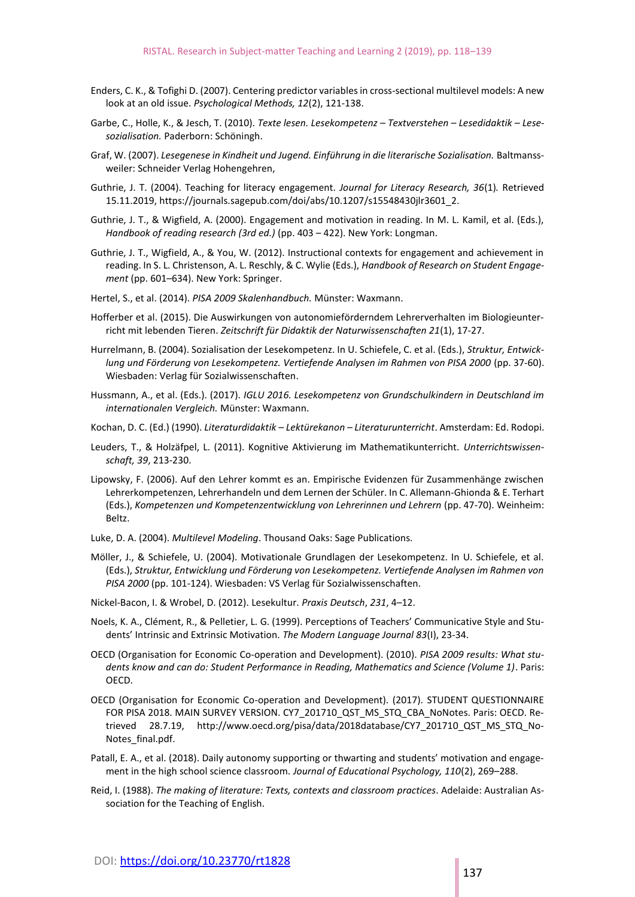Enders, C. K., & Tofighi D. (2007). Centering predictor variables in cross-sectional multilevel models: A new look at an old issue. *Psychological Methods, 12*(2), 121-138.

Garbe, C., Holle, K., & Jesch, T. (2010). *Texte lesen. Lesekompetenz – Textverstehen – Lesedidaktik – Lesesozialisation.* Paderborn: Schöningh.

Graf, W. (2007). *Lesegenese in Kindheit und Jugend. Einführung in die literarische Sozialisation.* Baltmannsweiler: Schneider Verlag Hohengehren,

Guthrie, J. T. (2004). Teaching for literacy engagement. *Journal for Literacy Research, 36*(1)*.* Retrieved 15.11.2019, https://journals.sagepub.com/doi/abs/10.1207/s15548430jlr3601_2.

Guthrie, J. T., & Wigfield, A. (2000). Engagement and motivation in reading. In M. L. Kamil, et al. (Eds.), *Handbook of reading research (3rd ed.)* (pp. 403 – 422). New York: Longman.

Guthrie, J. T., Wigfield, A., & You, W. (2012). Instructional contexts for engagement and achievement in reading. In S. L. Christenson, A. L. Reschly, & C. Wylie (Eds.), *Handbook of Research on Student Engagement* (pp. 601–634). New York: Springer.

Hertel, S., et al. (2014). *PISA 2009 Skalenhandbuch.* Münster: Waxmann.

Hofferber et al. (2015). Die Auswirkungen von autonomieförderndem Lehrerverhalten im Biologieunterricht mit lebenden Tieren. *Zeitschrift für Didaktik der Naturwissenschaften 21*(1), 17-27.

Hurrelmann, B. (2004). Sozialisation der Lesekompetenz. In U. Schiefele, C. et al. (Eds.), *Struktur, Entwicklung und Förderung von Lesekompetenz. Vertiefende Analysen im Rahmen von PISA 2000* (pp. 37-60). Wiesbaden: Verlag für Sozialwissenschaften.

Hussmann, A., et al. (Eds.). (2017). *IGLU 2016. Lesekompetenz von Grundschulkindern in Deutschland im internationalen Vergleich.* Münster: Waxmann.

Kochan, D. C. (Ed.) (1990). *Literaturdidaktik – Lektürekanon – Literaturunterricht*. Amsterdam: Ed. Rodopi.

Leuders, T., & Holzäpfel, L. (2011). Kognitive Aktivierung im Mathematikunterricht. *Unterrichtswissenschaft, 39*, 213-230.

Lipowsky, F. (2006). Auf den Lehrer kommt es an. Empirische Evidenzen für Zusammenhänge zwischen Lehrerkompetenzen, Lehrerhandeln und dem Lernen der Schüler. In C. Allemann-Ghionda & E. Terhart (Eds.), *Kompetenzen und Kompetenzentwicklung von Lehrerinnen und Lehrern* (pp. 47-70). Weinheim: Beltz.

Luke, D. A. (2004). *Multilevel Modeling*. Thousand Oaks: Sage Publications.

Möller, J., & Schiefele, U. (2004). Motivationale Grundlagen der Lesekompetenz. In U. Schiefele, et al. (Eds.), *Struktur, Entwicklung und Förderung von Lesekompetenz. Vertiefende Analysen im Rahmen von PISA 2000* (pp. 101-124). Wiesbaden: VS Verlag für Sozialwissenschaften.

Nickel-Bacon, I. & Wrobel, D. (2012). Lesekultur. *Praxis Deutsch*, *231*, 4–12.

Noels, K. A., Clément, R., & Pelletier, L. G. (1999). Perceptions of Teachers' Communicative Style and Students' Intrinsic and Extrinsic Motivation. *The Modern Language Journal 83*(I), 23-34.

OECD (Organisation for Economic Co-operation and Development). (2010). *PISA 2009 results: What students know and can do: Student Performance in Reading, Mathematics and Science (Volume 1)*. Paris: OECD.

OECD (Organisation for Economic Co-operation and Development). (2017). STUDENT QUESTIONNAIRE FOR PISA 2018. MAIN SURVEY VERSION. CY7_201710_QST_MS_STQ_CBA_NoNotes. Paris: OECD. Retrieved 28.7.19, http://www.oecd.org/pisa/data/2018database/CY7_201710_QST_MS_STQ_NoNotes_final.pdf.

Patall, E. A., et al. (2018). Daily autonomy supporting or thwarting and students' motivation and engagement in the high school science classroom. *Journal of Educational Psychology, 110*(2), 269–288.

Reid, I. (1988). *The making of literature: Texts, contexts and classroom practices*. Adelaide: Australian Association for the Teaching of English.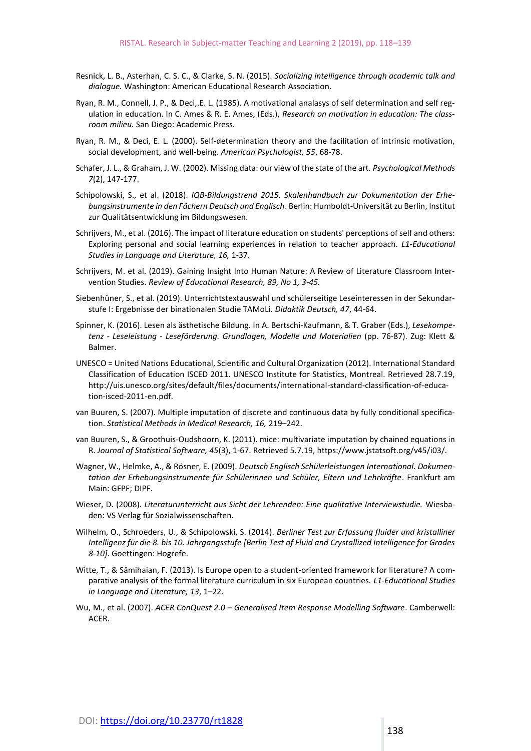Resnick, L. B., Asterhan, C. S. C., & Clarke, S. N. (2015). *Socializing intelligence through academic talk and dialogue.* Washington: American Educational Research Association.

Ryan, R. M., Connell, J. P., & Deci,.E. L. (1985). A motivational analasys of self determination and self regulation in education. In C. Ames & R. E. Ames, (Eds.), *Research on motivation in education: The classroom milieu.* San Diego: Academic Press.

Ryan, R. M., & Deci, E. L. (2000). Self-determination theory and the facilitation of intrinsic motivation, social development, and well-being. *American Psychologist, 55*, 68-78.

Schafer, J. L., & Graham, J. W. (2002). Missing data: our view of the state of the art. *Psychological Methods 7*(2), 147-177.

Schipolowski, S., et al. (2018). *IQB-Bildungstrend 2015. Skalenhandbuch zur Dokumentation der Erhebungsinstrumente in den Fächern Deutsch und Englisch*. Berlin: Humboldt-Universität zu Berlin, Institut zur Qualitätsentwicklung im Bildungswesen.

Schrijvers, M., et al. (2016). The impact of literature education on students' perceptions of self and others: Exploring personal and social learning experiences in relation to teacher approach. *L1-Educational Studies in Language and Literature, 16,* 1-37.

Schrijvers, M. et al. (2019). Gaining Insight Into Human Nature: A Review of Literature Classroom Intervention Studies. *Review of Educational Research, 89, No 1, 3-45.*

Siebenhüner, S., et al. (2019). Unterrichtstextauswahl und schülerseitige Leseinteressen in der Sekundarstufe I: Ergebnisse der binationalen Studie TAMoLi. *Didaktik Deutsch, 47*, 44-64.

Spinner, K. (2016). Lesen als ästhetische Bildung. In A. Bertschi-Kaufmann, & T. Graber (Eds.), *Lesekompetenz - Leseleistung - Leseförderung. Grundlagen, Modelle und Materialien* (pp. 76-87). Zug: Klett & Balmer.

UNESCO = United Nations Educational, Scientific and Cultural Organization (2012). International Standard Classification of Education ISCED 2011. UNESCO Institute for Statistics, Montreal. Retrieved 28.7.19, http://uis.unesco.org/sites/default/files/documents/international-standard-classification-of-education-isced-2011-en.pdf.

van Buuren, S. (2007). Multiple imputation of discrete and continuous data by fully conditional specification. *Statistical Methods in Medical Research, 16,* 219–242.

van Buuren, S., & Groothuis-Oudshoorn, K. (2011). mice: multivariate imputation by chained equations in R. *Journal of Statistical Software, 45*(3), 1-67. Retrieved 5.7.19, https://www.jstatsoft.org/v45/i03/.

Wagner, W., Helmke, A., & Rösner, E. (2009). *Deutsch Englisch Schülerleistungen International. Dokumentation der Erhebungsinstrumente für Schülerinnen und Schüler, Eltern und Lehrkräfte*. Frankfurt am Main: GFPF; DIPF.

Wieser, D. (2008). *Literaturunterricht aus Sicht der Lehrenden: Eine qualitative Interviewstudie.* Wiesbaden: VS Verlag für Sozialwissenschaften.

Wilhelm, O., Schroeders, U., & Schipolowski, S. (2014). *Berliner Test zur Erfassung fluider und kristalliner Intelligenz für die 8. bis 10. Jahrgangsstufe [Berlin Test of Fluid and Crystallized Intelligence for Grades 8-10]*. Goettingen: Hogrefe.

Witte, T., & Sâmihaian, F. (2013). Is Europe open to a student-oriented framework for literature? A comparative analysis of the formal literature curriculum in six European countries. *L1-Educational Studies in Language and Literature, 13*, 1–22.

Wu, M., et al. (2007). *ACER ConQuest 2.0 – Generalised Item Response Modelling Software*. Camberwell: ACER.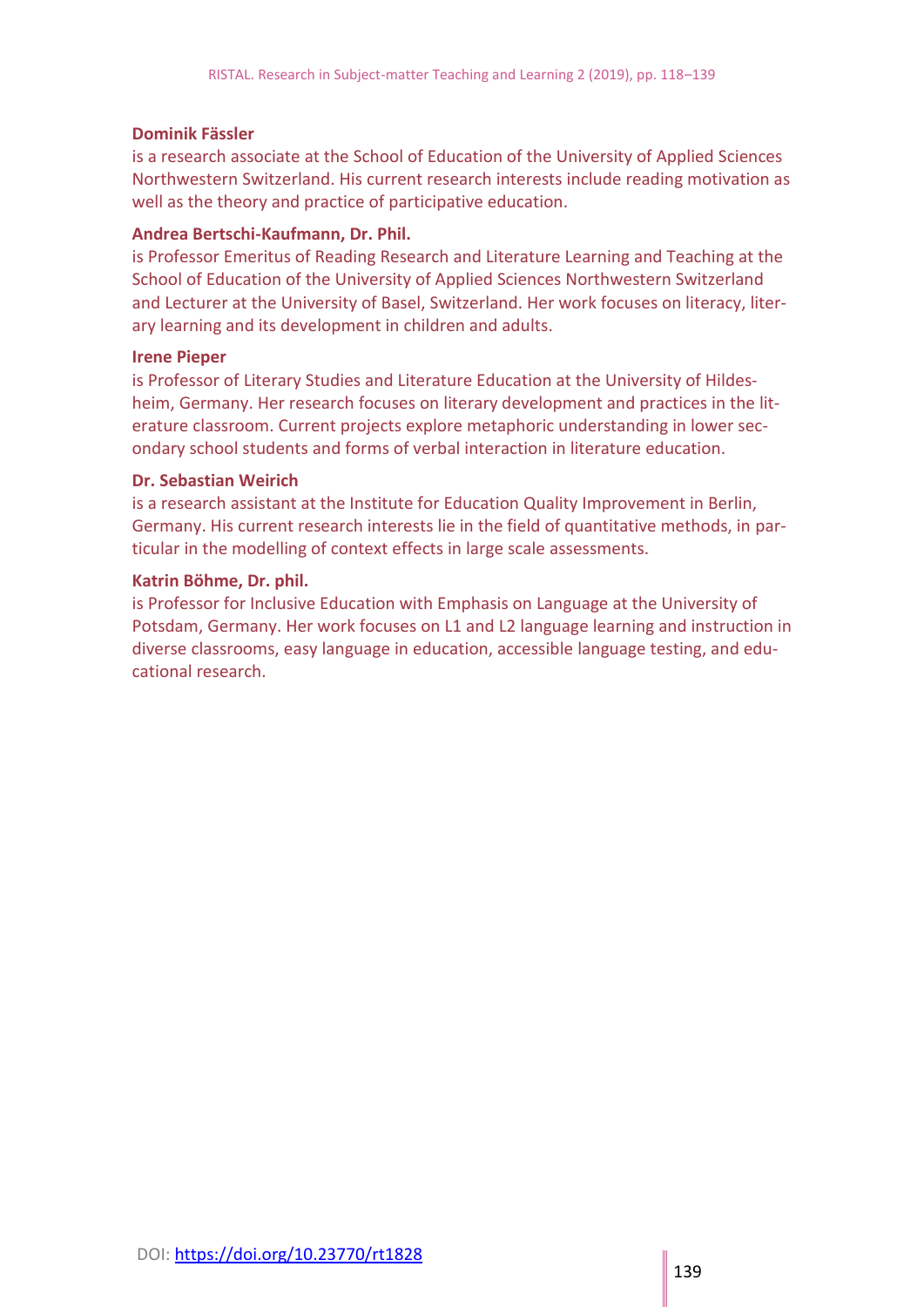**Dominik Fässler**
is a research associate at the School of Education of the University of Applied Sciences Northwestern Switzerland. His current research interests include reading motivation as well as the theory and practice of participative education.

**Andrea Bertschi-Kaufmann, Dr. Phil.**
is Professor Emeritus of Reading Research and Literature Learning and Teaching at the School of Education of the University of Applied Sciences Northwestern Switzerland and Lecturer at the University of Basel, Switzerland. Her work focuses on literacy, literary learning and its development in children and adults.

**Irene Pieper**
is Professor of Literary Studies and Literature Education at the University of Hildesheim, Germany. Her research focuses on literary development and practices in the literature classroom. Current projects explore metaphoric understanding in lower secondary school students and forms of verbal interaction in literature education.

**Dr. Sebastian Weirich**
is a research assistant at the Institute for Education Quality Improvement in Berlin, Germany. His current research interests lie in the field of quantitative methods, in particular in the modelling of context effects in large scale assessments.

**Katrin Böhme, Dr. phil.**
is Professor for Inclusive Education with Emphasis on Language at the University of Potsdam, Germany. Her work focuses on L1 and L2 language learning and instruction in diverse classrooms, easy language in education, accessible language testing, and educational research.

DOI: https://doi.org/10.23770/rt1828